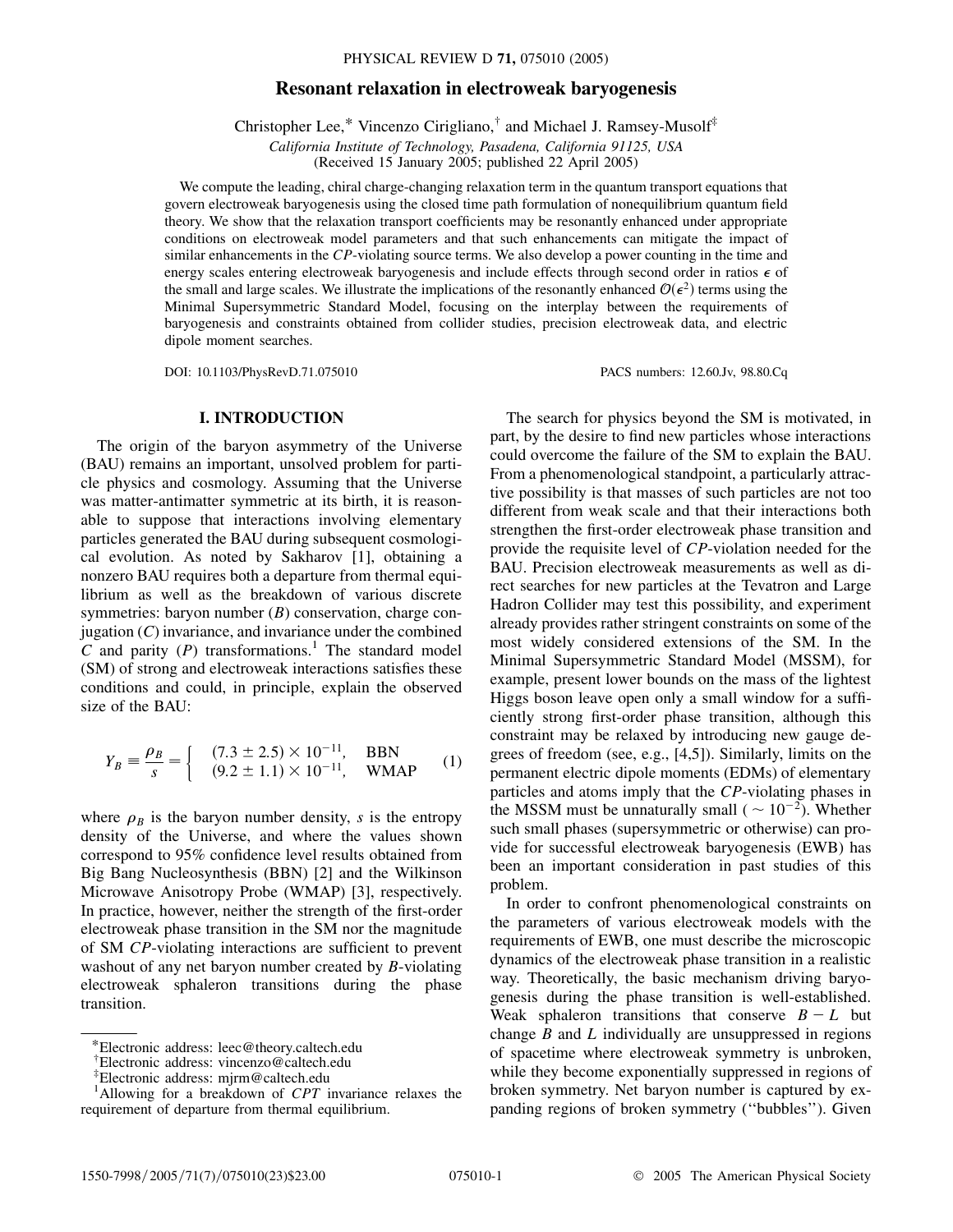# Resonant relaxation in electroweak baryogenesis

Christopher Lee,[*] Vincenzo Cirigliano,[†] and Michael J. Ramsey-Musolf[‡]

*California Institute of Technology, Pasadena, California 91125, USA*

(Received 15 January 2005; published 22 April 2005)

We compute the leading, chiral charge-changing relaxation term in the quantum transport equations that govern electroweak baryogenesis using the closed time path formulation of nonequilibrium quantum field theory. We show that the relaxation transport coefficients may be resonantly enhanced under appropriate conditions on electroweak model parameters and that such enhancements can mitigate the impact of similar enhancements in the *CP*-violating source terms. We also develop a power counting in the time and energy scales entering electroweak baryogenesis and include effects through second order in ratios $\epsilon$ of the small and large scales. We illustrate the implications of the resonantly enhanced $\mathcal{O}(\epsilon^2)$ terms using the Minimal Supersymmetric Standard Model, focusing on the interplay between the requirements of baryogenesis and constraints obtained from collider studies, precision electroweak data, and electric dipole moment searches.

DOI: 10.1103/PhysRevD.71.075010

PACS numbers: 12.60.Jv, 98.80.Cq

## I. INTRODUCTION

The origin of the baryon asymmetry of the Universe (BAU) remains an important, unsolved problem for particle physics and cosmology. Assuming that the Universe was matter-antimatter symmetric at its birth, it is reasonable to suppose that interactions involving elementary particles generated the BAU during subsequent cosmological evolution. As noted by Sakharov [1], obtaining a nonzero BAU requires both a departure from thermal equilibrium as well as the breakdown of various discrete symmetries: baryon number ($B$) conservation, charge conjugation ($C$) invariance, and invariance under the combined $C$ and parity ($P$) transformations.[1] The standard model (SM) of strong and electroweak interactions satisfies these conditions and could, in principle, explain the observed size of the BAU:

$$Y_B \equiv \frac{\rho_B}{s} = \begin{cases} (7.3 \pm 2.5) \times 10^{-11}, & \text{BBN} \\ (9.2 \pm 1.1) \times 10^{-11}, & \text{WMAP} \end{cases} \tag{1}$$

where $\rho_B$ is the baryon number density, $s$ is the entropy density of the Universe, and where the values shown correspond to 95% confidence level results obtained from Big Bang Nucleosynthesis (BBN) [2] and the Wilkinson Microwave Anisotropy Probe (WMAP) [3], respectively. In practice, however, neither the strength of the first-order electroweak phase transition in the SM nor the magnitude of SM *CP*-violating interactions are sufficient to prevent washout of any net baryon number created by *B*-violating electroweak sphaleron transitions during the phase transition.

The search for physics beyond the SM is motivated, in part, by the desire to find new particles whose interactions could overcome the failure of the SM to explain the BAU. From a phenomenological standpoint, a particularly attractive possibility is that masses of such particles are not too different from weak scale and that their interactions both strengthen the first-order electroweak phase transition and provide the requisite level of *CP*-violation needed for the BAU. Precision electroweak measurements as well as direct searches for new particles at the Tevatron and Large Hadron Collider may test this possibility, and experiment already provides rather stringent constraints on some of the most widely considered extensions of the SM. In the Minimal Supersymmetric Standard Model (MSSM), for example, present lower bounds on the mass of the lightest Higgs boson leave open only a small window for a sufficiently strong first-order phase transition, although this constraint may be relaxed by introducing new gauge degrees of freedom (see, e.g., [4,5]). Similarly, limits on the permanent electric dipole moments (EDMs) of elementary particles and atoms imply that the *CP*-violating phases in the MSSM must be unnaturally small ($\sim 10^{-2}$). Whether such small phases (supersymmetric or otherwise) can provide for successful electroweak baryogenesis (EWB) has been an important consideration in past studies of this problem.

In order to confront phenomenological constraints on the parameters of various electroweak models with the requirements of EWB, one must describe the microscopic dynamics of the electroweak phase transition in a realistic way. Theoretically, the basic mechanism driving baryogenesis during the phase transition is well-established. Weak sphaleron transitions that conserve $B - L$ but change $B$ and $L$ individually are unsuppressed in regions of spacetime where electroweak symmetry is unbroken, while they become exponentially suppressed in regions of broken symmetry. Net baryon number is captured by expanding regions of broken symmetry ("bubbles"). Given

---

[*] Electronic address: leec@theory.caltech.edu

[†] Electronic address: vincenzo@caltech.edu

[‡] Electronic address: mjrm@caltech.edu

[1] Allowing for a breakdown of *CPT* invariance relaxes the requirement of departure from thermal equilibrium.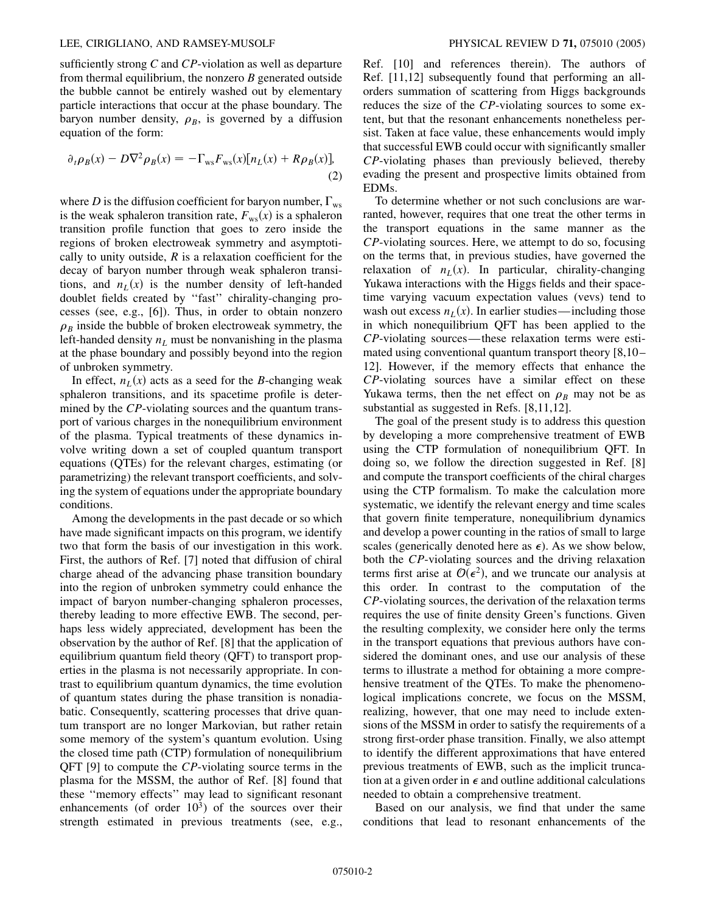sufficiently strong $C$ and $CP$-violation as well as departure from thermal equilibrium, the nonzero $B$ generated outside the bubble cannot be entirely washed out by elementary particle interactions that occur at the phase boundary. The baryon number density, $\rho_B$, is governed by a diffusion equation of the form:

$$\partial_t \rho_B(x) - D\nabla^2 \rho_B(x) = -\Gamma_{\rm ws} F_{\rm ws}(x)[n_L(x) + R\rho_B(x)], \tag{2}$$

where $D$ is the diffusion coefficient for baryon number, $\Gamma_{\rm ws}$ is the weak sphaleron transition rate, $F_{\rm ws}(x)$ is a sphaleron transition profile function that goes to zero inside the regions of broken electroweak symmetry and asymptotically to unity outside, $R$ is a relaxation coefficient for the decay of baryon number through weak sphaleron transitions, and $n_L(x)$ is the number density of left-handed doublet fields created by "fast" chirality-changing processes (see, e.g., [6]). Thus, in order to obtain nonzero $\rho_B$ inside the bubble of broken electroweak symmetry, the left-handed density $n_L$ must be nonvanishing in the plasma at the phase boundary and possibly beyond into the region of unbroken symmetry.

In effect, $n_L(x)$ acts as a seed for the $B$-changing weak sphaleron transitions, and its spacetime profile is determined by the $CP$-violating sources and the quantum transport of various charges in the nonequilibrium environment of the plasma. Typical treatments of these dynamics involve writing down a set of coupled quantum transport equations (QTEs) for the relevant charges, estimating (or parametrizing) the relevant transport coefficients, and solving the system of equations under the appropriate boundary conditions.

Among the developments in the past decade or so which have made significant impacts on this program, we identify two that form the basis of our investigation in this work. First, the authors of Ref. [7] noted that diffusion of chiral charge ahead of the advancing phase transition boundary into the region of unbroken symmetry could enhance the impact of baryon number-changing sphaleron processes, thereby leading to more effective EWB. The second, perhaps less widely appreciated, development has been the observation by the author of Ref. [8] that the application of equilibrium quantum field theory (QFT) to transport properties in the plasma is not necessarily appropriate. In contrast to equilibrium quantum dynamics, the time evolution of quantum states during the phase transition is nonadiabatic. Consequently, scattering processes that drive quantum transport are no longer Markovian, but rather retain some memory of the system's quantum evolution. Using the closed time path (CTP) formulation of nonequilibrium QFT [9] to compute the $CP$-violating source terms in the plasma for the MSSM, the author of Ref. [8] found that these "memory effects" may lead to significant resonant enhancements (of order $10^3$) of the sources over their strength estimated in previous treatments (see, e.g., Ref. [10] and references therein). The authors of Ref. [11,12] subsequently found that performing an all-orders summation of scattering from Higgs backgrounds reduces the size of the $CP$-violating sources to some extent, but that the resonant enhancements nonetheless persist. Taken at face value, these enhancements would imply that successful EWB could occur with significantly smaller $CP$-violating phases than previously believed, thereby evading the present and prospective limits obtained from EDMs.

To determine whether or not such conclusions are warranted, however, requires that one treat the other terms in the transport equations in the same manner as the $CP$-violating sources. Here, we attempt to do so, focusing on the terms that, in previous studies, have governed the relaxation of $n_L(x)$. In particular, chirality-changing Yukawa interactions with the Higgs fields and their spacetime varying vacuum expectation values (vevs) tend to wash out excess $n_L(x)$. In earlier studies—including those in which nonequilibrium QFT has been applied to the $CP$-violating sources—these relaxation terms were estimated using conventional quantum transport theory [8,10–12]. However, if the memory effects that enhance the $CP$-violating sources have a similar effect on these Yukawa terms, then the net effect on $\rho_B$ may not be as substantial as suggested in Refs. [8,11,12].

The goal of the present study is to address this question by developing a more comprehensive treatment of EWB using the CTP formulation of nonequilibrium QFT. In doing so, we follow the direction suggested in Ref. [8] and compute the transport coefficients of the chiral charges using the CTP formalism. To make the calculation more systematic, we identify the relevant energy and time scales that govern finite temperature, nonequilibrium dynamics and develop a power counting in the ratios of small to large scales (generically denoted here as $\epsilon$). As we show below, both the $CP$-violating sources and the driving relaxation terms first arise at $\mathcal{O}(\epsilon^2)$, and we truncate our analysis at this order. In contrast to the computation of the $CP$-violating sources, the derivation of the relaxation terms requires the use of finite density Green's functions. Given the resulting complexity, we consider here only the terms in the transport equations that previous authors have considered the dominant ones, and use our analysis of these terms to illustrate a method for obtaining a more comprehensive treatment of the QTEs. To make the phenomenological implications concrete, we focus on the MSSM, realizing, however, that one may need to include extensions of the MSSM in order to satisfy the requirements of a strong first-order phase transition. Finally, we also attempt to identify the different approximations that have entered previous treatments of EWB, such as the implicit truncation at a given order in $\epsilon$ and outline additional calculations needed to obtain a comprehensive treatment.

Based on our analysis, we find that under the same conditions that lead to resonant enhancements of the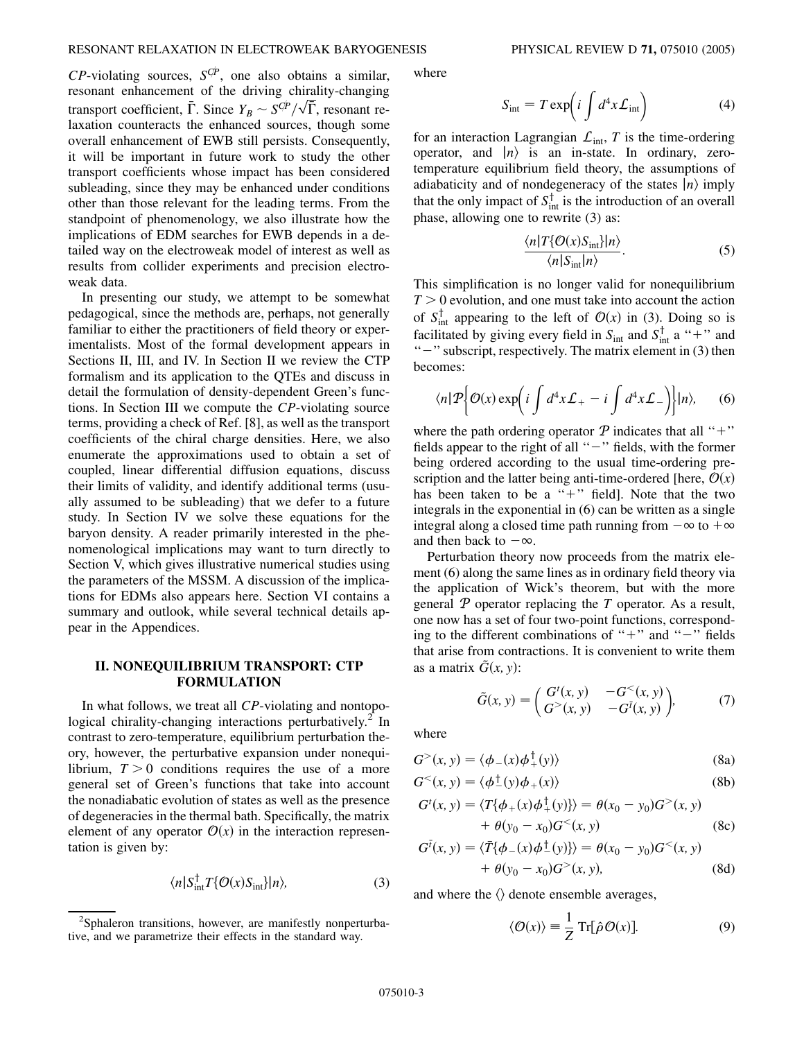*CP*-violating sources, $S^{\not{CP}}$, one also obtains a similar, resonant enhancement of the driving chirality-changing transport coefficient, $\bar{\Gamma}$. Since $Y_B \sim S^{\not{CP}}/\sqrt{\bar{\Gamma}}$, resonant relaxation counteracts the enhanced sources, though some overall enhancement of EWB still persists. Consequently, it will be important in future work to study the other transport coefficients whose impact has been considered subleading, since they may be enhanced under conditions other than those relevant for the leading terms. From the standpoint of phenomenology, we also illustrate how the implications of EDM searches for EWB depends in a detailed way on the electroweak model of interest as well as results from collider experiments and precision electroweak data.

In presenting our study, we attempt to be somewhat pedagogical, since the methods are, perhaps, not generally familiar to either the practitioners of field theory or experimentalists. Most of the formal development appears in Sections II, III, and IV. In Section II we review the CTP formalism and its application to the QTEs and discuss in detail the formulation of density-dependent Green's functions. In Section III we compute the *CP*-violating source terms, providing a check of Ref. [8], as well as the transport coefficients of the chiral charge densities. Here, we also enumerate the approximations used to obtain a set of coupled, linear differential diffusion equations, discuss their limits of validity, and identify additional terms (usually assumed to be subleading) that we defer to a future study. In Section IV we solve these equations for the baryon density. A reader primarily interested in the phenomenological implications may want to turn directly to Section V, which gives illustrative numerical studies using the parameters of the MSSM. A discussion of the implications for EDMs also appears here. Section VI contains a summary and outlook, while several technical details appear in the Appendices.

## II. NONEQUILIBRIUM TRANSPORT: CTP FORMULATION

In what follows, we treat all *CP*-violating and nontopological chirality-changing interactions perturbatively.[2] In contrast to zero-temperature, equilibrium perturbation theory, however, the perturbative expansion under nonequilibrium, $T > 0$ conditions requires the use of a more general set of Green's functions that take into account the nonadiabatic evolution of states as well as the presence of degeneracies in the thermal bath. Specifically, the matrix element of any operator $\mathcal{O}(x)$ in the interaction representation is given by:

$$\langle n|S_{\rm int}^{\dagger}T\{\mathcal{O}(x)S_{\rm int}\}|n\rangle, \tag{3}$$

where

$$S_{\rm int} = T\exp\left(i\int d^4x\mathcal{L}_{\rm int}\right) \tag{4}$$

for an interaction Lagrangian $\mathcal{L}_{\rm int}$, $T$ is the time-ordering operator, and $|n\rangle$ is an in-state. In ordinary, zero-temperature equilibrium field theory, the assumptions of adiabaticity and of nondegeneracy of the states $|n\rangle$ imply that the only impact of $S_{\rm int}^{\dagger}$ is the introduction of an overall phase, allowing one to rewrite (3) as:

$$\frac{\langle n|T\{\mathcal{O}(x)S_{\rm int}\}|n\rangle}{\langle n|S_{\rm int}|n\rangle}. \tag{5}$$

This simplification is no longer valid for nonequilibrium $T > 0$ evolution, and one must take into account the action of $S_{\rm int}^{\dagger}$ appearing to the left of $\mathcal{O}(x)$ in (3). Doing so is facilitated by giving every field in $S_{\rm int}$ and $S_{\rm int}^{\dagger}$ a "+" and "−" subscript, respectively. The matrix element in (3) then becomes:

$$\langle n|\mathcal{P}\left\{\mathcal{O}(x)\exp\left(i\int d^4x\mathcal{L}_{+} - i\int d^4x\mathcal{L}_{-}\right)\right\}|n\rangle, \tag{6}$$

where the path ordering operator $\mathcal{P}$ indicates that all "+" fields appear to the right of all "−" fields, with the former being ordered according to the usual time-ordering prescription and the latter being anti-time-ordered [here, $\mathcal{O}(x)$ has been taken to be a "+" field]. Note that the two integrals in the exponential in (6) can be written as a single integral along a closed time path running from $-\infty$ to $+\infty$ and then back to $-\infty$.

Perturbation theory now proceeds from the matrix element (6) along the same lines as in ordinary field theory via the application of Wick's theorem, but with the more general $\mathcal{P}$ operator replacing the $T$ operator. As a result, one now has a set of four two-point functions, corresponding to the different combinations of "+" and "−" fields that arise from contractions. It is convenient to write them as a matrix $\tilde{G}(x, y)$:

$$\tilde{G}(x, y) = \begin{pmatrix} G^{t}(x, y) & -G^{<}(x, y) \\ G^{>}(x, y) & -G^{\bar{t}}(x, y) \end{pmatrix}, \tag{7}$$

where

$$G^{>}(x, y) = \langle \phi_{-}(x)\phi_{+}^{\dagger}(y)\rangle \tag{8a}$$

$$G^{<}(x, y) = \langle \phi_{-}^{\dagger}(y)\phi_{+}(x)\rangle \tag{8b}$$

$$G^{t}(x, y) = \langle T\{\phi_{+}(x)\phi_{+}^{\dagger}(y)\}\rangle = \theta(x_0 - y_0)G^{>}(x, y) + \theta(y_0 - x_0)G^{<}(x, y) \tag{8c}$$

$$G^{\bar{t}}(x, y) = \langle \bar{T}\{\phi_{-}(x)\phi_{-}^{\dagger}(y)\}\rangle = \theta(x_0 - y_0)G^{<}(x, y) + \theta(y_0 - x_0)G^{>}(x, y), \tag{8d}$$

and where the $\langle\rangle$ denote ensemble averages,

$$\langle \mathcal{O}(x)\rangle \equiv \frac{1}{Z}\,{\rm Tr}[\hat{\rho}\,\mathcal{O}(x)]. \tag{9}$$

[2] Sphaleron transitions, however, are manifestly nonperturbative, and we parametrize their effects in the standard way.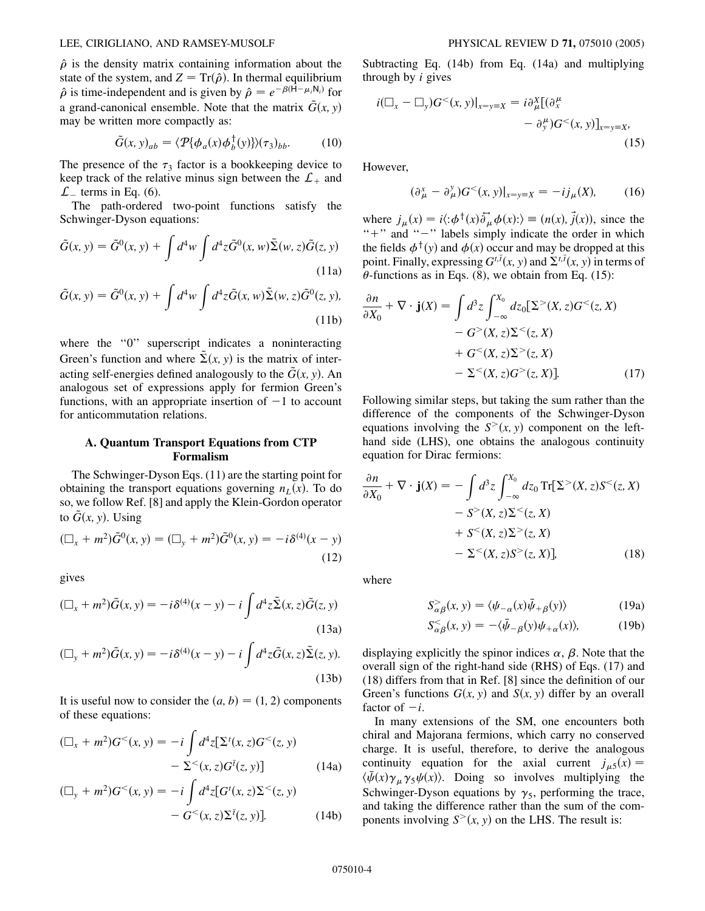$\hat{\rho}$ is the density matrix containing information about the state of the system, and $Z = \mathrm{Tr}(\hat{\rho})$. In thermal equilibrium $\hat{\rho}$ is time-independent and is given by $\hat{\rho} = e^{-\beta(\mathsf{H}-\mu_i \mathsf{N}_i)}$ for a grand-canonical ensemble. Note that the matrix $\tilde{G}(x, y)$ may be written more compactly as:

$$\tilde{G}(x, y)_{ab} = \langle \mathcal{P}\{\phi_a(x)\phi_b^\dagger(y)\}\rangle(\tau_3)_{bb}. \tag{10}$$

The presence of the $\tau_3$ factor is a bookkeeping device to keep track of the relative minus sign between the $\mathcal{L}_+$ and $\mathcal{L}_-$ terms in Eq. (6).

The path-ordered two-point functions satisfy the Schwinger-Dyson equations:

$$\tilde{G}(x, y) = \tilde{G}^0(x, y) + \int d^4w \int d^4z \tilde{G}^0(x, w)\tilde{\Sigma}(w, z)\tilde{G}(z, y) \tag{11a}$$

$$\tilde{G}(x, y) = \tilde{G}^0(x, y) + \int d^4w \int d^4z \tilde{G}(x, w)\tilde{\Sigma}(w, z)\tilde{G}^0(z, y), \tag{11b}$$

where the "0" superscript indicates a noninteracting Green's function and where $\tilde{\Sigma}(x, y)$ is the matrix of interacting self-energies defined analogously to the $\tilde{G}(x, y)$. An analogous set of expressions apply for fermion Green's functions, with an appropriate insertion of $-1$ to account for anticommutation relations.

### A. Quantum Transport Equations from CTP Formalism

The Schwinger-Dyson Eqs. (11) are the starting point for obtaining the transport equations governing $n_L(x)$. To do so, we follow Ref. [8] and apply the Klein-Gordon operator to $\tilde{G}(x, y)$. Using

$$(\Box_x + m^2)\tilde{G}^0(x, y) = (\Box_y + m^2)\tilde{G}^0(x, y) = -i\delta^{(4)}(x - y) \tag{12}$$

gives

$$(\Box_x + m^2)\tilde{G}(x, y) = -i\delta^{(4)}(x - y) - i\int d^4z \tilde{\Sigma}(x, z)\tilde{G}(z, y) \tag{13a}$$

$$(\Box_y + m^2)\tilde{G}(x, y) = -i\delta^{(4)}(x - y) - i\int d^4z \tilde{G}(x, z)\tilde{\Sigma}(z, y). \tag{13b}$$

It is useful now to consider the $(a, b) = (1, 2)$ components of these equations:

$$(\Box_x + m^2)G^<(x, y) = -i\int d^4z[\Sigma^t(x, z)G^<(z, y) - \Sigma^<(x, z)G^{\bar{t}}(z, y)] \tag{14a}$$

$$(\Box_y + m^2)G^<(x, y) = -i\int d^4z[G^t(x, z)\Sigma^<(z, y) - G^<(x, z)\Sigma^{\bar{t}}(z, y)]. \tag{14b}$$

Subtracting Eq. (14b) from Eq. (14a) and multiplying through by $i$ gives

$$i(\Box_x - \Box_y)G^<(x, y)|_{x=y\equiv X} = i\partial_\mu^X[(\partial_x^\mu - \partial_y^\mu)G^<(x, y)]_{x=y\equiv X}, \tag{15}$$

However,

$$(\partial_\mu^x - \partial_\mu^y)G^<(x, y)|_{x=y\equiv X} = -ij_\mu(X), \tag{16}$$

where $j_\mu(x) = i\langle :\phi^\dagger(x)\overleftrightarrow{\partial}_\mu\phi(x):\rangle \equiv (n(x), \vec{j}(x))$, since the "+" and "−" labels simply indicate the order in which the fields $\phi^\dagger(y)$ and $\phi(x)$ occur and may be dropped at this point. Finally, expressing $G^{t,\bar{t}}(x, y)$ and $\Sigma^{t,\bar{t}}(x, y)$ in terms of $\theta$-functions as in Eqs. (8), we obtain from Eq. (15):

$$\begin{aligned}\frac{\partial n}{\partial X_0} + \nabla \cdot \mathbf{j}(X) = \int d^3z \int_{-\infty}^{X_0} dz_0[&\Sigma^>(X, z)G^<(z, X) \\ &- G^>(X, z)\Sigma^<(z, X) \\ &+ G^<(X, z)\Sigma^>(z, X) \\ &- \Sigma^<(X, z)G^>(z, X)].\end{aligned} \tag{17}$$

Following similar steps, but taking the sum rather than the difference of the components of the Schwinger-Dyson equations involving the $S^>(x, y)$ component on the left-hand side (LHS), one obtains the analogous continuity equation for Dirac fermions:

$$\begin{aligned}\frac{\partial n}{\partial X_0} + \nabla \cdot \mathbf{j}(X) = -\int d^3z \int_{-\infty}^{X_0} dz_0 \,\mathrm{Tr}[&\Sigma^>(X, z)S^<(z, X) \\ &- S^>(X, z)\Sigma^<(z, X) \\ &+ S^<(X, z)\Sigma^>(z, X) \\ &- \Sigma^<(X, z)S^>(z, X)],\end{aligned} \tag{18}$$

where

$$S^>_{\alpha\beta}(x, y) = \langle\psi_{-\alpha}(x)\bar{\psi}_{+\beta}(y)\rangle \tag{19a}$$

$$S^<_{\alpha\beta}(x, y) = -\langle\bar{\psi}_{-\beta}(y)\psi_{+\alpha}(x)\rangle, \tag{19b}$$

displaying explicitly the spinor indices $\alpha$, $\beta$. Note that the overall sign of the right-hand side (RHS) of Eqs. (17) and (18) differs from that in Ref. [8] since the definition of our Green's functions $G(x, y)$ and $S(x, y)$ differ by an overall factor of $-i$.

In many extensions of the SM, one encounters both chiral and Majorana fermions, which carry no conserved charge. It is useful, therefore, to derive the analogous continuity equation for the axial current $j_{\mu 5}(x) = \langle\bar{\psi}(x)\gamma_\mu\gamma_5\psi(x)\rangle$. Doing so involves multiplying the Schwinger-Dyson equations by $\gamma_5$, performing the trace, and taking the difference rather than the sum of the components involving $S^>(x, y)$ on the LHS. The result is: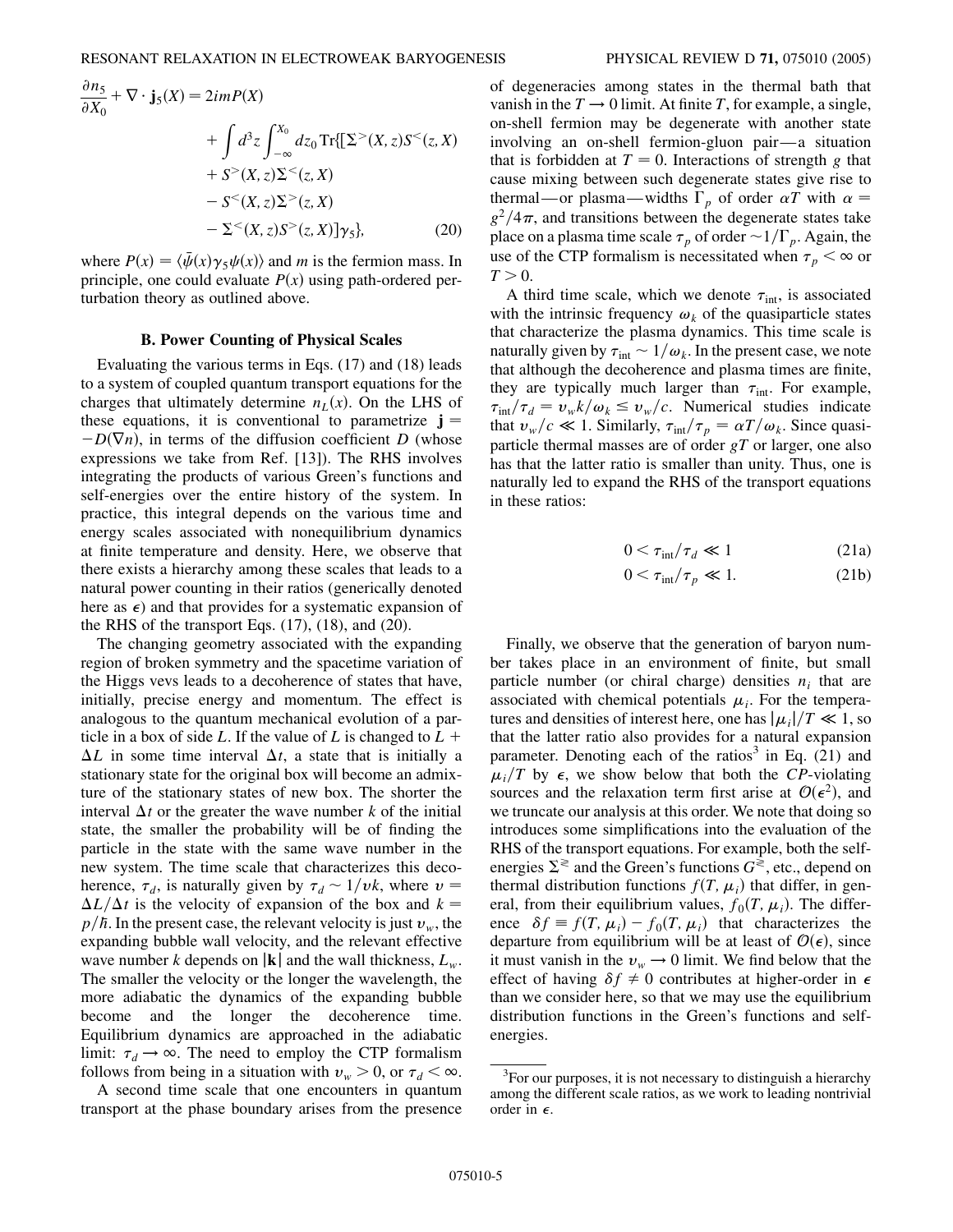$$
\begin{aligned}
\frac{\partial n_5}{\partial X_0} + \nabla \cdot \mathbf{j}_5(X) = 2imP(X) \\
&+ \int d^3z \int_{-\infty}^{X_0} dz_0 \, \mathrm{Tr}\{[\Sigma^>(X,z)S^<(z,X) \\
&+ S^>(X,z)\Sigma^<(z,X) \\
&- S^<(X,z)\Sigma^>(z,X) \\
&- \Sigma^<(X,z)S^>(z,X)]\gamma_5\},
\end{aligned} \tag{20}
$$

where $P(x) = \langle\bar{\psi}(x)\gamma_5\psi(x)\rangle$ and $m$ is the fermion mass. In principle, one could evaluate $P(x)$ using path-ordered perturbation theory as outlined above.

### B. Power Counting of Physical Scales

Evaluating the various terms in Eqs. (17) and (18) leads to a system of coupled quantum transport equations for the charges that ultimately determine $n_L(x)$. On the LHS of these equations, it is conventional to parametrize $\mathbf{j} = -D(\nabla n)$, in terms of the diffusion coefficient $D$ (whose expressions we take from Ref. [13]). The RHS involves integrating the products of various Green's functions and self-energies over the entire history of the system. In practice, this integral depends on the various time and energy scales associated with nonequilibrium dynamics at finite temperature and density. Here, we observe that there exists a hierarchy among these scales that leads to a natural power counting in their ratios (generically denoted here as $\epsilon$) and that provides for a systematic expansion of the RHS of the transport Eqs. (17), (18), and (20).

The changing geometry associated with the expanding region of broken symmetry and the spacetime variation of the Higgs vevs leads to a decoherence of states that have, initially, precise energy and momentum. The effect is analogous to the quantum mechanical evolution of a particle in a box of side $L$. If the value of $L$ is changed to $L + \Delta L$ in some time interval $\Delta t$, a state that is initially a stationary state for the original box will become an admixture of the stationary states of new box. The shorter the interval $\Delta t$ or the greater the wave number $k$ of the initial state, the smaller the probability will be of finding the particle in the state with the same wave number in the new system. The time scale that characterizes this decoherence, $\tau_d$, is naturally given by $\tau_d \sim 1/vk$, where $v = \Delta L/\Delta t$ is the velocity of expansion of the box and $k = p/\hbar$. In the present case, the relevant velocity is just $v_w$, the expanding bubble wall velocity, and the relevant effective wave number $k$ depends on $|\mathbf{k}|$ and the wall thickness, $L_w$. The smaller the velocity or the longer the wavelength, the more adiabatic the dynamics of the expanding bubble become and the longer the decoherence time. Equilibrium dynamics are approached in the adiabatic limit: $\tau_d \to \infty$. The need to employ the CTP formalism follows from being in a situation with $v_w > 0$, or $\tau_d < \infty$.

A second time scale that one encounters in quantum transport at the phase boundary arises from the presence of degeneracies among states in the thermal bath that vanish in the $T \to 0$ limit. At finite $T$, for example, a single, on-shell fermion may be degenerate with another state involving an on-shell fermion-gluon pair—a situation that is forbidden at $T = 0$. Interactions of strength $g$ that cause mixing between such degenerate states give rise to thermal—or plasma—widths $\Gamma_p$ of order $\alpha T$ with $\alpha = g^2/4\pi$, and transitions between the degenerate states take place on a plasma time scale $\tau_p$ of order $\sim 1/\Gamma_p$. Again, the use of the CTP formalism is necessitated when $\tau_p < \infty$ or $T > 0$.

A third time scale, which we denote $\tau_{\mathrm{int}}$, is associated with the intrinsic frequency $\omega_k$ of the quasiparticle states that characterize the plasma dynamics. This time scale is naturally given by $\tau_{\mathrm{int}} \sim 1/\omega_k$. In the present case, we note that although the decoherence and plasma times are finite, they are typically much larger than $\tau_{\mathrm{int}}$. For example, $\tau_{\mathrm{int}}/\tau_d = v_w k/\omega_k \leq v_w/c$. Numerical studies indicate that $v_w/c \ll 1$. Similarly, $\tau_{\mathrm{int}}/\tau_p = \alpha T/\omega_k$. Since quasiparticle thermal masses are of order $gT$ or larger, one also has that the latter ratio is smaller than unity. Thus, one is naturally led to expand the RHS of the transport equations in these ratios:

$$
0 < \tau_{\mathrm{int}}/\tau_d \ll 1 \tag{21a}
$$

$$
0 < \tau_{\mathrm{int}}/\tau_p \ll 1. \tag{21b}
$$

Finally, we observe that the generation of baryon number takes place in an environment of finite, but small particle number (or chiral charge) densities $n_i$ that are associated with chemical potentials $\mu_i$. For the temperatures and densities of interest here, one has $|\mu_i|/T \ll 1$, so that the latter ratio also provides for a natural expansion parameter. Denoting each of the ratios[3] in Eq. (21) and $\mu_i/T$ by $\epsilon$, we show below that both the $CP$-violating sources and the relaxation term first arise at $\mathcal{O}(\epsilon^2)$, and we truncate our analysis at this order. We note that doing so introduces some simplifications into the evaluation of the RHS of the transport equations. For example, both the self-energies $\Sigma^{\gtrless}$ and the Green's functions $G^{\gtrless}$, etc., depend on thermal distribution functions $f(T, \mu_i)$ that differ, in general, from their equilibrium values, $f_0(T, \mu_i)$. The difference $\delta f \equiv f(T, \mu_i) - f_0(T, \mu_i)$ that characterizes the departure from equilibrium will be at least of $\mathcal{O}(\epsilon)$, since it must vanish in the $v_w \to 0$ limit. We find below that the effect of having $\delta f \neq 0$ contributes at higher-order in $\epsilon$ than we consider here, so that we may use the equilibrium distribution functions in the Green's functions and self-energies.

[3] For our purposes, it is not necessary to distinguish a hierarchy among the different scale ratios, as we work to leading nontrivial order in $\epsilon$.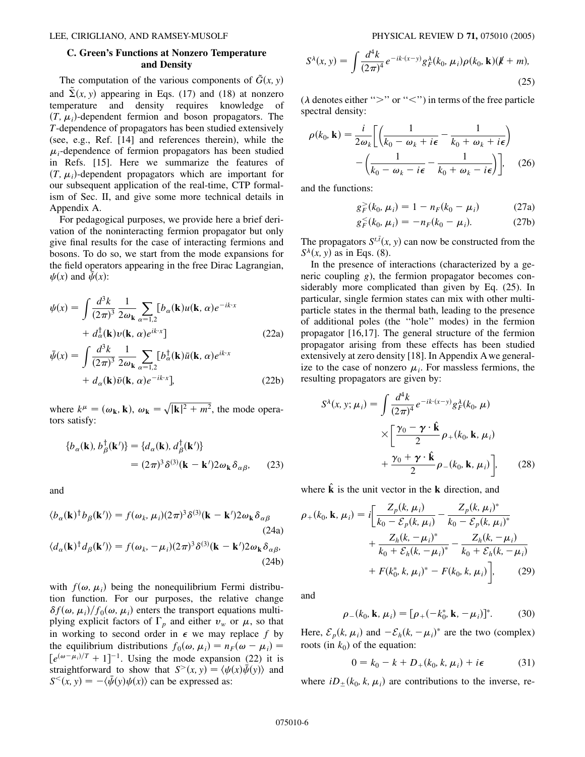### C. Green's Functions at Nonzero Temperature and Density

The computation of the various components of $\tilde{G}(x, y)$ and $\tilde{\Sigma}(x, y)$ appearing in Eqs. (17) and (18) at nonzero temperature and density requires knowledge of $(T, \mu_i)$-dependent fermion and boson propagators. The $T$-dependence of propagators has been studied extensively (see, e.g., Ref. [14] and references therein), while the $\mu_i$-dependence of fermion propagators has been studied in Refs. [15]. Here we summarize the features of $(T, \mu_i)$-dependent propagators which are important for our subsequent application of the real-time, CTP formalism of Sec. II, and give some more technical details in Appendix A.

For pedagogical purposes, we provide here a brief derivation of the noninteracting fermion propagator but only give final results for the case of interacting fermions and bosons. To do so, we start from the mode expansions for the field operators appearing in the free Dirac Lagrangian, $\psi(x)$ and $\bar{\psi}(x)$:

$$\psi(x) = \int \frac{d^3k}{(2\pi)^3} \frac{1}{2\omega_{\mathbf{k}}} \sum_{\alpha=1,2} [b_\alpha(\mathbf{k}) u(\mathbf{k}, \alpha) e^{-ik\cdot x} + d_\alpha^\dagger(\mathbf{k}) v(\mathbf{k}, \alpha) e^{ik\cdot x}] \tag{22a}$$

$$\bar{\psi}(x) = \int \frac{d^3k}{(2\pi)^3} \frac{1}{2\omega_{\mathbf{k}}} \sum_{\alpha=1,2} [b_\alpha^\dagger(\mathbf{k}) \bar{u}(\mathbf{k}, \alpha) e^{ik\cdot x} + d_\alpha(\mathbf{k}) \bar{v}(\mathbf{k}, \alpha) e^{-ik\cdot x}], \tag{22b}$$

where $k^\mu = (\omega_{\mathbf{k}}, \mathbf{k})$, $\omega_{\mathbf{k}} = \sqrt{|\mathbf{k}|^2 + m^2}$, the mode operators satisfy:

$$\{b_\alpha(\mathbf{k}), b_\beta^\dagger(\mathbf{k}')\} = \{d_\alpha(\mathbf{k}), d_\beta^\dagger(\mathbf{k}')\} = (2\pi)^3 \delta^{(3)}(\mathbf{k} - \mathbf{k}') 2\omega_{\mathbf{k}} \delta_{\alpha\beta}, \tag{23}$$

and

$$\langle b_\alpha(\mathbf{k})^\dagger b_\beta(\mathbf{k}')\rangle = f(\omega_k, \mu_i)(2\pi)^3 \delta^{(3)}(\mathbf{k} - \mathbf{k}') 2\omega_{\mathbf{k}} \delta_{\alpha\beta} \tag{24a}$$

$$\langle d_\alpha(\mathbf{k})^\dagger d_\beta(\mathbf{k}')\rangle = f(\omega_k, -\mu_i)(2\pi)^3 \delta^{(3)}(\mathbf{k} - \mathbf{k}') 2\omega_{\mathbf{k}} \delta_{\alpha\beta}, \tag{24b}$$

with $f(\omega, \mu_i)$ being the nonequilibrium Fermi distribution function. For our purposes, the relative change $\delta f(\omega, \mu_i)/f_0(\omega, \mu_i)$ enters the transport equations multiplying explicit factors of $\Gamma_p$ and either $v_w$ or $\mu$, so that in working to second order in $\epsilon$ we may replace $f$ by the equilibrium distributions $f_0(\omega, \mu_i) = n_F(\omega - \mu_i) = [e^{(\omega-\mu_i)/T} + 1]^{-1}$. Using the mode expansion (22) it is straightforward to show that $S^>(x, y) = \langle\psi(x)\bar{\psi}(y)\rangle$ and $S^<(x, y) = -\langle\bar{\psi}(y)\psi(x)\rangle$ can be expressed as:

$$S^\lambda(x, y) = \int \frac{d^4k}{(2\pi)^4} e^{-ik\cdot(x-y)} g_F^\lambda(k_0, \mu_i) \rho(k_0, \mathbf{k})(\not{k} + m), \tag{25}$$

($\lambda$ denotes either ">" or "<") in terms of the free particle spectral density:

$$\rho(k_0, \mathbf{k}) = \frac{i}{2\omega_k}\left[\left(\frac{1}{k_0 - \omega_k + i\epsilon} - \frac{1}{k_0 + \omega_k + i\epsilon}\right) - \left(\frac{1}{k_0 - \omega_k - i\epsilon} - \frac{1}{k_0 + \omega_k - i\epsilon}\right)\right], \tag{26}$$

and the functions:

$$g_F^>(k_0, \mu_i) = 1 - n_F(k_0 - \mu_i) \tag{27a}$$

$$g_F^<(k_0, \mu_i) = -n_F(k_0 - \mu_i). \tag{27b}$$

The propagators $S^{t,\bar{t}}(x, y)$ can now be constructed from the $S^\lambda(x, y)$ as in Eqs. (8).

In the presence of interactions (characterized by a generic coupling $g$), the fermion propagator becomes considerably more complicated than given by Eq. (25). In particular, single fermion states can mix with other multiparticle states in the thermal bath, leading to the presence of additional poles (the "hole" modes) in the fermion propagator [16,17]. The general structure of the fermion propagator arising from these effects has been studied extensively at zero density [18]. In Appendix A we generalize to the case of nonzero $\mu_i$. For massless fermions, the resulting propagators are given by:

$$S^\lambda(x, y; \mu_i) = \int \frac{d^4k}{(2\pi)^4} e^{-ik\cdot(x-y)} g_F^\lambda(k_0, \mu) \times \left[\frac{\gamma_0 - \boldsymbol{\gamma}\cdot\hat{\mathbf{k}}}{2}\rho_+(k_0, \mathbf{k}, \mu_i) + \frac{\gamma_0 + \boldsymbol{\gamma}\cdot\hat{\mathbf{k}}}{2}\rho_-(k_0, \mathbf{k}, \mu_i)\right], \tag{28}$$

where $\hat{\mathbf{k}}$ is the unit vector in the $\mathbf{k}$ direction, and

$$\rho_+(k_0, \mathbf{k}, \mu_i) = i\left[\frac{Z_p(k, \mu_i)}{k_0 - \mathcal{E}_p(k, \mu_i)} - \frac{Z_p(k, \mu_i)^*}{k_0 - \mathcal{E}_p(k, \mu_i)^*} + \frac{Z_h(k, -\mu_i)^*}{k_0 + \mathcal{E}_h(k, -\mu_i)^*} - \frac{Z_h(k, -\mu_i)}{k_0 + \mathcal{E}_h(k, -\mu_i)} + F(k_0^*, k, \mu_i)^* - F(k_0, k, \mu_i)\right], \tag{29}$$

and

$$\rho_-(k_0, \mathbf{k}, \mu_i) = [\rho_+(-k_0^*, \mathbf{k}, -\mu_i)]^*. \tag{30}$$

Here, $\mathcal{E}_p(k, \mu_i)$ and $-\mathcal{E}_h(k, -\mu_i)^*$ are the two (complex) roots (in $k_0$) of the equation:

$$0 = k_0 - k + D_+(k_0, k, \mu_i) + i\epsilon \tag{31}$$

where $iD_\pm(k_0, k, \mu_i)$ are contributions to the inverse, re-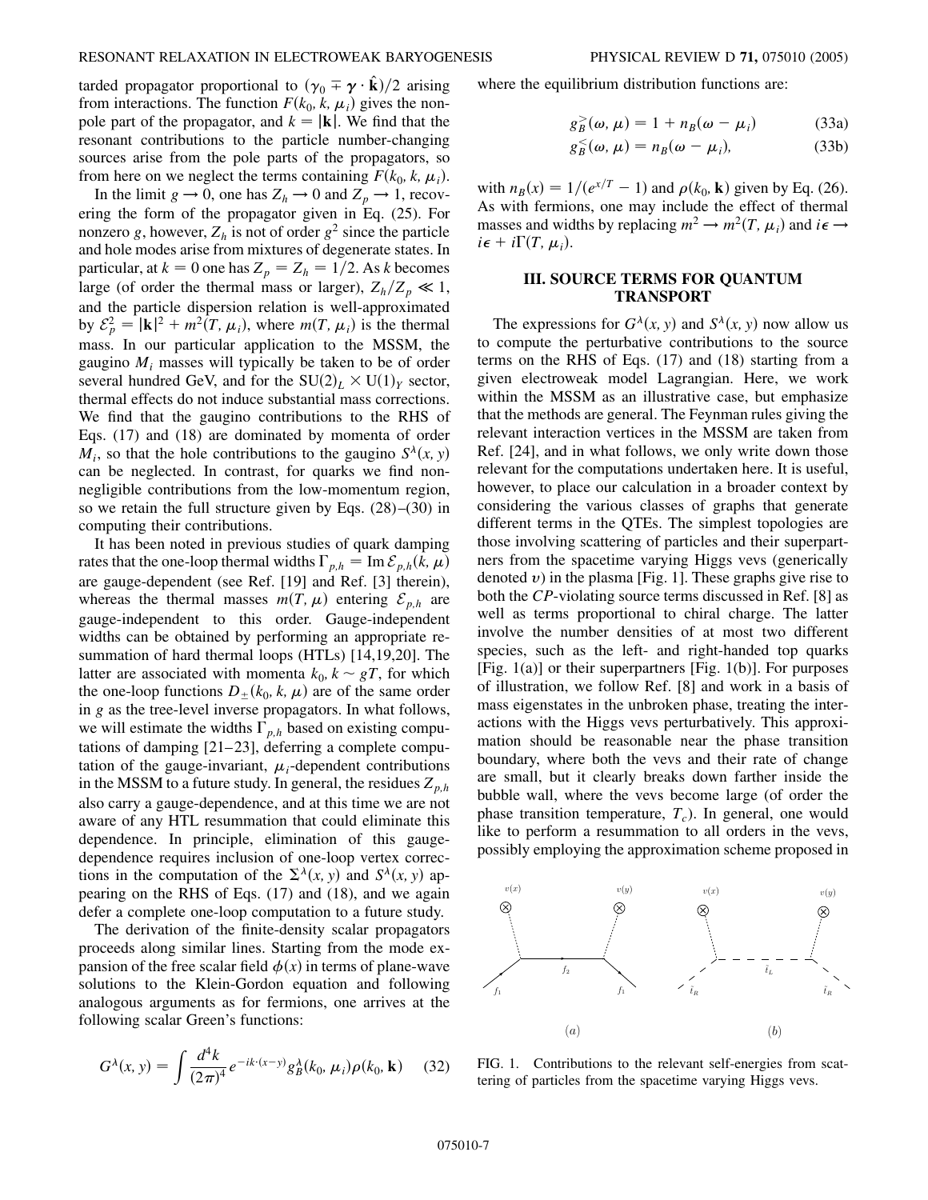tarded propagator proportional to $(\gamma_0 \mp \boldsymbol{\gamma} \cdot \hat{\mathbf{k}})/2$ arising from interactions. The function $F(k_0, k, \mu_i)$ gives the non-pole part of the propagator, and $k = |\mathbf{k}|$. We find that the resonant contributions to the particle number-changing sources arise from the pole parts of the propagators, so from here on we neglect the terms containing $F(k_0, k, \mu_i)$.

In the limit $g \to 0$, one has $Z_h \to 0$ and $Z_p \to 1$, recovering the form of the propagator given in Eq. (25). For nonzero $g$, however, $Z_h$ is not of order $g^2$ since the particle and hole modes arise from mixtures of degenerate states. In particular, at $k = 0$ one has $Z_p = Z_h = 1/2$. As $k$ becomes large (of order the thermal mass or larger), $Z_h/Z_p \ll 1$, and the particle dispersion relation is well-approximated by $\mathcal{E}_p^2 = |\mathbf{k}|^2 + m^2(T, \mu_i)$, where $m(T, \mu_i)$ is the thermal mass. In our particular application to the MSSM, the gaugino $M_i$ masses will typically be taken to be of order several hundred GeV, and for the $SU(2)_L \times U(1)_Y$ sector, thermal effects do not induce substantial mass corrections. We find that the gaugino contributions to the RHS of Eqs. (17) and (18) are dominated by momenta of order $M_i$, so that the hole contributions to the gaugino $S^\lambda(x, y)$ can be neglected. In contrast, for quarks we find non-negligible contributions from the low-momentum region, so we retain the full structure given by Eqs. (28)–(30) in computing their contributions.

It has been noted in previous studies of quark damping rates that the one-loop thermal widths $\Gamma_{p,h} = \mathrm{Im}\, \mathcal{E}_{p,h}(k, \mu)$ are gauge-dependent (see Ref. [19] and Ref. [3] therein), whereas the thermal masses $m(T, \mu)$ entering $\mathcal{E}_{p,h}$ are gauge-independent to this order. Gauge-independent widths can be obtained by performing an appropriate resummation of hard thermal loops (HTLs) [14,19,20]. The latter are associated with momenta $k_0, k \sim gT$, for which the one-loop functions $D_\pm(k_0, k, \mu)$ are of the same order in $g$ as the tree-level inverse propagators. In what follows, we will estimate the widths $\Gamma_{p,h}$ based on existing computations of damping [21–23], deferring a complete computation of the gauge-invariant, $\mu_i$-dependent contributions in the MSSM to a future study. In general, the residues $Z_{p,h}$ also carry a gauge-dependence, and at this time we are not aware of any HTL resummation that could eliminate this dependence. In principle, elimination of this gauge-dependence requires inclusion of one-loop vertex corrections in the computation of the $\Sigma^\lambda(x, y)$ and $S^\lambda(x, y)$ appearing on the RHS of Eqs. (17) and (18), and we again defer a complete one-loop computation to a future study.

The derivation of the finite-density scalar propagators proceeds along similar lines. Starting from the mode expansion of the free scalar field $\phi(x)$ in terms of plane-wave solutions to the Klein-Gordon equation and following analogous arguments as for fermions, one arrives at the following scalar Green's functions:

$$G^\lambda(x, y) = \int \frac{d^4k}{(2\pi)^4} e^{-ik\cdot(x-y)} g_B^\lambda(k_0, \mu_i)\rho(k_0, \mathbf{k}) \qquad (32)$$

where the equilibrium distribution functions are:

$$g_B^>(\omega, \mu) = 1 + n_B(\omega - \mu_i) \qquad (33a)$$

$$g_B^<(\omega, \mu) = n_B(\omega - \mu_i), \qquad (33b)$$

with $n_B(x) = 1/(e^{x/T} - 1)$ and $\rho(k_0, \mathbf{k})$ given by Eq. (26). As with fermions, one may include the effect of thermal masses and widths by replacing $m^2 \to m^2(T, \mu_i)$ and $i\epsilon \to i\epsilon + i\Gamma(T, \mu_i)$.

## III. SOURCE TERMS FOR QUANTUM TRANSPORT

The expressions for $G^\lambda(x, y)$ and $S^\lambda(x, y)$ now allow us to compute the perturbative contributions to the source terms on the RHS of Eqs. (17) and (18) starting from a given electroweak model Lagrangian. Here, we work within the MSSM as an illustrative case, but emphasize that the methods are general. The Feynman rules giving the relevant interaction vertices in the MSSM are taken from Ref. [24], and in what follows, we only write down those relevant for the computations undertaken here. It is useful, however, to place our calculation in a broader context by considering the various classes of graphs that generate different terms in the QTEs. The simplest topologies are those involving scattering of particles and their superpartners from the spacetime varying Higgs vevs (generically denoted $v$) in the plasma [Fig. 1]. These graphs give rise to both the *CP*-violating source terms discussed in Ref. [8] as well as terms proportional to chiral charge. The latter involve the number densities of at most two different species, such as the left- and right-handed top quarks [Fig. 1(a)] or their superpartners [Fig. 1(b)]. For purposes of illustration, we follow Ref. [8] and work in a basis of mass eigenstates in the unbroken phase, treating the interactions with the Higgs vevs perturbatively. This approximation should be reasonable near the phase transition boundary, where both the vevs and their rate of change are small, but it clearly breaks down farther inside the bubble wall, where the vevs become large (of order the phase transition temperature, $T_c$). In general, one would like to perform a resummation to all orders in the vevs, possibly employing the approximation scheme proposed in

FIG. 1. Contributions to the relevant self-energies from scattering of particles from the spacetime varying Higgs vevs.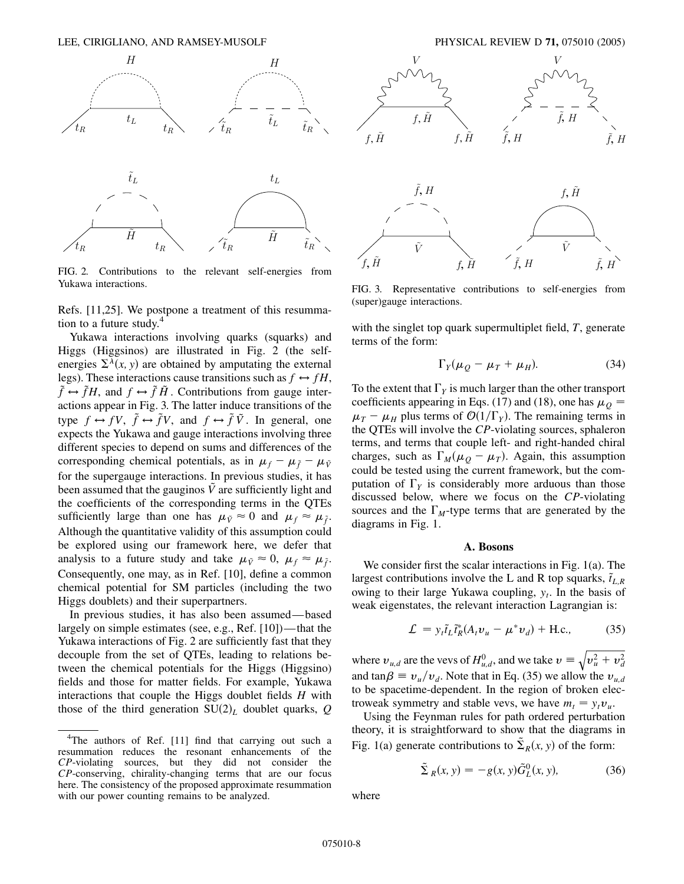FIG. 2. Contributions to the relevant self-energies from Yukawa interactions.

FIG. 3. Representative contributions to self-energies from (super)gauge interactions.

Refs. [11,25]. We postpone a treatment of this resummation to a future study.[4]

Yukawa interactions involving quarks (squarks) and Higgs (Higgsinos) are illustrated in Fig. 2 (the self-energies $\Sigma^{\lambda}(x, y)$ are obtained by amputating the external legs). These interactions cause transitions such as $f \leftrightarrow fH$, $\tilde{f} \leftrightarrow \tilde{f}H$, and $f \leftrightarrow \tilde{f}\tilde{H}$. Contributions from gauge interactions appear in Fig. 3. The latter induce transitions of the type $f \leftrightarrow fV$, $\tilde{f} \leftrightarrow \tilde{f}V$, and $f \leftrightarrow \tilde{f}\tilde{V}$. In general, one expects the Yukawa and gauge interactions involving three different species to depend on sums and differences of the corresponding chemical potentials, as in $\mu_f - \mu_{\tilde{f}} - \mu_{\tilde{V}}$ for the supergauge interactions. In previous studies, it has been assumed that the gauginos $\tilde{V}$ are sufficiently light and the coefficients of the corresponding terms in the QTEs sufficiently large than one has $\mu_{\tilde{V}} \approx 0$ and $\mu_f \approx \mu_{\tilde{f}}$. Although the quantitative validity of this assumption could be explored using our framework here, we defer that analysis to a future study and take $\mu_{\tilde{V}} \approx 0$, $\mu_f \approx \mu_{\tilde{f}}$. Consequently, one may, as in Ref. [10], define a common chemical potential for SM particles (including the two Higgs doublets) and their superpartners.

In previous studies, it has also been assumed—based largely on simple estimates (see, e.g., Ref. [10])—that the Yukawa interactions of Fig. 2 are sufficiently fast that they decouple from the set of QTEs, leading to relations between the chemical potentials for the Higgs (Higgsino) fields and those for matter fields. For example, Yukawa interactions that couple the Higgs doublet fields $H$ with those of the third generation $SU(2)_L$ doublet quarks, $Q$ with the singlet top quark supermultiplet field, $T$, generate terms of the form:

$$\Gamma_Y(\mu_Q - \mu_T + \mu_H). \tag{34}$$

To the extent that $\Gamma_Y$ is much larger than the other transport coefficients appearing in Eqs. (17) and (18), one has $\mu_Q = \mu_T - \mu_H$ plus terms of $\mathcal{O}(1/\Gamma_Y)$. The remaining terms in the QTEs will involve the *CP*-violating sources, sphaleron terms, and terms that couple left- and right-handed chiral charges, such as $\Gamma_M(\mu_Q - \mu_T)$. Again, this assumption could be tested using the current framework, but the computation of $\Gamma_Y$ is considerably more arduous than those discussed below, where we focus on the *CP*-violating sources and the $\Gamma_M$-type terms that are generated by the diagrams in Fig. 1.

### A. Bosons

We consider first the scalar interactions in Fig. 1(a). The largest contributions involve the L and R top squarks, $\tilde{t}_{L,R}$ owing to their large Yukawa coupling, $y_t$. In the basis of weak eigenstates, the relevant interaction Lagrangian is:

$$\mathcal{L} = y_t \tilde{t}_L \tilde{t}_R^* (A_t v_u - \mu^* v_d) + \text{H.c.}, \tag{35}$$

where $v_{u,d}$ are the vevs of $H^0_{u,d}$, and we take $v \equiv \sqrt{v_u^2 + v_d^2}$ and $\tan\beta \equiv v_u/v_d$. Note that in Eq. (35) we allow the $v_{u,d}$ to be spacetime-dependent. In the region of broken electroweak symmetry and stable vevs, we have $m_t = y_t v_u$.

Using the Feynman rules for path ordered perturbation theory, it is straightforward to show that the diagrams in Fig. 1(a) generate contributions to $\tilde{\Sigma}_R(x, y)$ of the form:

$$\tilde{\Sigma}_R(x, y) = -g(x, y)\tilde{G}^0_L(x, y), \tag{36}$$

where

[4] The authors of Ref. [11] find that carrying out such a resummation reduces the resonant enhancements of the *CP*-violating sources, but they did not consider the *CP*-conserving, chirality-changing terms that are our focus here. The consistency of the proposed approximate resummation with our power counting remains to be analyzed.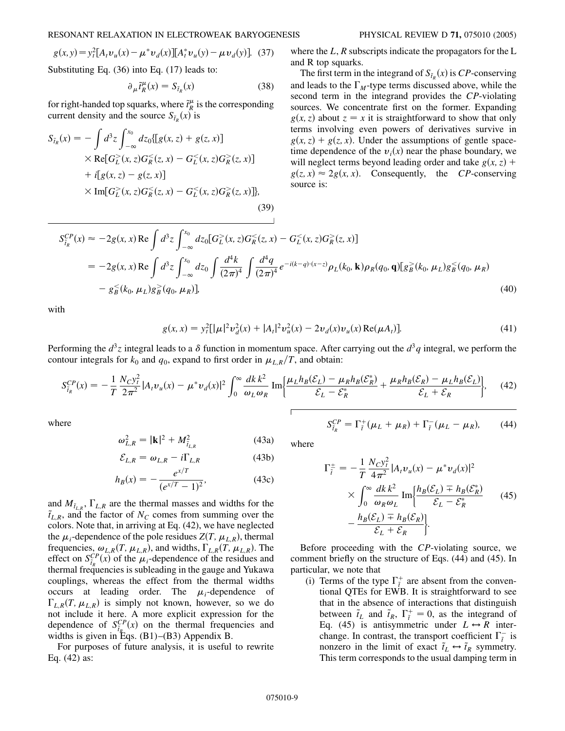$$g(x, y) = y_t^2[A_t v_u(x) - \mu^* v_d(x)][A_t^* v_u(y) - \mu v_d(y)]. \quad (37)$$

Substituting Eq. (36) into Eq. (17) leads to:

$$\partial_\mu \tilde{t}_R^\mu(x) = S_{\tilde{t}_R}(x) \quad (38)$$

for right-handed top squarks, where $\tilde{t}_R^\mu$ is the corresponding current density and the source $S_{\tilde{t}_R}(x)$ is

$$\begin{aligned} S_{\tilde{t}_R}(x) = -\int d^3z \int_{-\infty}^{x_0} dz_0 \{ &[g(x,z) + g(z,x)] \\ &\times \mathrm{Re}[G_L^>(x,z)G_R^<(z,x) - G_L^<(x,z)G_R^>(z,x)] \\ &+ i[g(x,z) - g(z,x)] \\ &\times \mathrm{Im}[G_L^>(x,z)G_R^<(z,x) - G_L^<(x,z)G_R^>(z,x)]\}, \end{aligned} \quad (39)$$

where the $L, R$ subscripts indicate the propagators for the L and R top squarks.

The first term in the integrand of $S_{\tilde{t}_R}(x)$ is $CP$-conserving and leads to the $\Gamma_M$-type terms discussed above, while the second term in the integrand provides the $CP$-violating sources. We concentrate first on the former. Expanding $g(x, z)$ about $z = x$ it is straightforward to show that only terms involving even powers of derivatives survive in $g(x, z) + g(z, x)$. Under the assumptions of gentle space-time dependence of the $v_i(x)$ near the phase boundary, we will neglect terms beyond leading order and take $g(x, z) + g(z, x) \approx 2g(x, x)$. Consequently, the $CP$-conserving source is:

$$\begin{aligned} S_{\tilde{t}_R}^{CP}(x) &\approx -2g(x,x)\,\mathrm{Re}\int d^3z \int_{-\infty}^{x_0} dz_0 [G_L^>(x,z)G_R^<(z,x) - G_L^<(x,z)G_R^>(z,x)] \\ &= -2g(x,x)\,\mathrm{Re}\int d^3z \int_{-\infty}^{x_0} dz_0 \int \frac{d^4k}{(2\pi)^4} \int \frac{d^4q}{(2\pi)^4} e^{-i(k-q)\cdot(x-z)} \rho_L(k_0, \mathbf{k})\rho_R(q_0, \mathbf{q})[g_B^>(k_0, \mu_L)g_B^<(q_0, \mu_R) \\ &\quad - g_B^<(k_0, \mu_L)g_B^>(q_0, \mu_R)], \end{aligned} \quad (40)$$

with

$$g(x, x) = y_t^2[|\mu|^2 v_d^2(x) + |A_t|^2 v_u^2(x) - 2v_d(x)v_u(x)\,\mathrm{Re}(\mu A_t)]. \quad (41)$$

Performing the $d^3z$ integral leads to a $\delta$ function in momentum space. After carrying out the $d^3q$ integral, we perform the contour integrals for $k_0$ and $q_0$, expand to first order in $\mu_{L,R}/T$, and obtain:

$$S_{\tilde{t}_R}^{CP}(x) = -\frac{1}{T}\frac{N_C y_t^2}{2\pi^2}|A_t v_u(x) - \mu^* v_d(x)|^2 \int_0^\infty \frac{dk\,k^2}{\omega_L\omega_R}\mathrm{Im}\left\{\frac{\mu_L h_B(\mathcal{E}_L) - \mu_R h_B(\mathcal{E}_R^*)}{\mathcal{E}_L - \mathcal{E}_R^*} + \frac{\mu_R h_B(\mathcal{E}_R) - \mu_L h_B(\mathcal{E}_L)}{\mathcal{E}_L + \mathcal{E}_R}\right\}, \quad (42)$$

where

$$\omega_{L,R}^2 = |\mathbf{k}|^2 + M_{\tilde{t}_{L,R}}^2 \quad (43a)$$

$$\mathcal{E}_{L,R} = \omega_{L,R} - i\Gamma_{L,R} \quad (43b)$$

$$h_B(x) = -\frac{e^{x/T}}{(e^{x/T} - 1)^2}, \quad (43c)$$

and $M_{\tilde{t}_{L,R}}$, $\Gamma_{L,R}$ are the thermal masses and widths for the $\tilde{t}_{L,R}$, and the factor of $N_C$ comes from summing over the colors. Note that, in arriving at Eq. (42), we have neglected the $\mu_i$-dependence of the pole residues $Z(T, \mu_{L,R})$, thermal frequencies, $\omega_{L,R}(T, \mu_{L,R})$, and widths, $\Gamma_{L,R}(T, \mu_{L,R})$. The effect on $S_{\tilde{t}_R}^{CP}(x)$ of the $\mu_i$-dependence of the residues and thermal frequencies is subleading in the gauge and Yukawa couplings, whereas the effect from the thermal widths occurs at leading order. The $\mu_i$-dependence of $\Gamma_{L,R}(T, \mu_{L,R})$ is simply not known, however, so we do not include it here. A more explicit expression for the dependence of $S_{\tilde{t}_R}^{CP}(x)$ on the thermal frequencies and widths is given in Eqs. (B1)–(B3) Appendix B.

For purposes of future analysis, it is useful to rewrite Eq. (42) as:

$$S_{\tilde{t}_R}^{CP} = \Gamma_{\tilde{t}}^+(\mu_L + \mu_R) + \Gamma_{\tilde{t}}^-(\mu_L - \mu_R), \quad (44)$$

where

$$\begin{aligned} \Gamma_{\tilde{t}}^{\pm} = -\frac{1}{T}\frac{N_C y_t^2}{4\pi^2}&|A_t v_u(x) - \mu^* v_d(x)|^2 \\ &\times \int_0^\infty \frac{dk\,k^2}{\omega_R\omega_L}\mathrm{Im}\left\{\frac{h_B(\mathcal{E}_L) \mp h_B(\mathcal{E}_R^*)}{\mathcal{E}_L - \mathcal{E}_R^*} - \frac{h_B(\mathcal{E}_L) \mp h_B(\mathcal{E}_R)}{\mathcal{E}_L + \mathcal{E}_R}\right\}. \end{aligned} \quad (45)$$

Before proceeding with the $CP$-violating source, we comment briefly on the structure of Eqs. (44) and (45). In particular, we note that

(i) Terms of the type $\Gamma_{\tilde{t}}^+$ are absent from the conventional QTEs for EWB. It is straightforward to see that in the absence of interactions that distinguish between $\tilde{t}_L$ and $\tilde{t}_R$, $\Gamma_{\tilde{t}}^+ = 0$, as the integrand of Eq. (45) is antisymmetric under $L \leftrightarrow R$ interchange. In contrast, the transport coefficient $\Gamma_{\tilde{t}}^-$ is nonzero in the limit of exact $\tilde{t}_L \leftrightarrow \tilde{t}_R$ symmetry. This term corresponds to the usual damping term in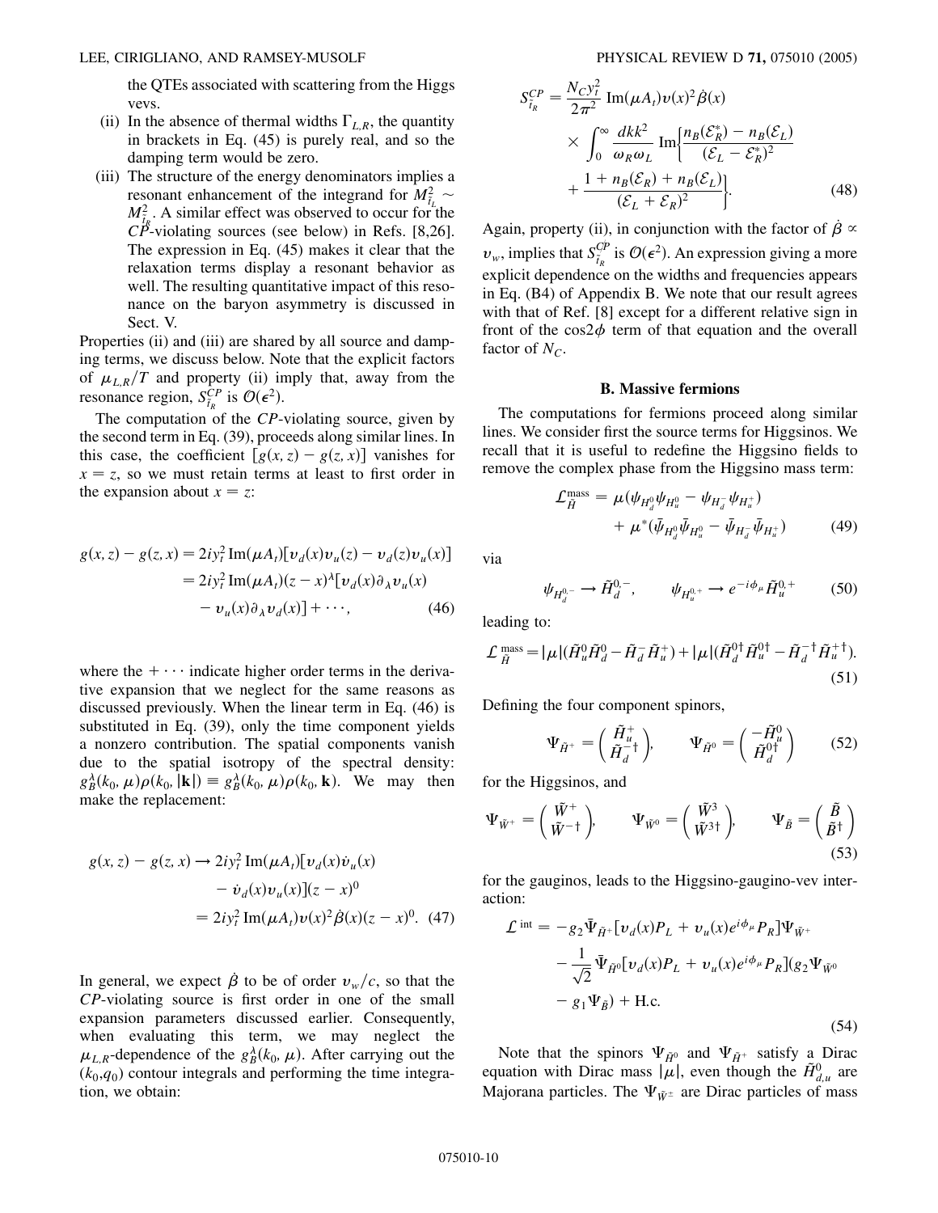the QTEs associated with scattering from the Higgs vevs.

(ii) In the absence of thermal widths $\Gamma_{L,R}$, the quantity in brackets in Eq. (45) is purely real, and so the damping term would be zero.

(iii) The structure of the energy denominators implies a resonant enhancement of the integrand for $M_{\tilde{t}_L}^2 \sim M_{\tilde{t}_R}^2$. A similar effect was observed to occur for the $CP$-violating sources (see below) in Refs. [8,26]. The expression in Eq. (45) makes it clear that the relaxation terms display a resonant behavior as well. The resulting quantitative impact of this resonance on the baryon asymmetry is discussed in Sect. V.

Properties (ii) and (iii) are shared by all source and damping terms, we discuss below. Note that the explicit factors of $\mu_{L,R}/T$ and property (ii) imply that, away from the resonance region, $S_{\tilde{t}_R}^{CP}$ is $\mathcal{O}(\epsilon^2)$.

The computation of the $CP$-violating source, given by the second term in Eq. (39), proceeds along similar lines. In this case, the coefficient $[g(x,z) - g(z,x)]$ vanishes for $x = z$, so we must retain terms at least to first order in the expansion about $x = z$:

$$
\begin{aligned}
g(x,z) - g(z,x) &= 2iy_t^2\,\mathrm{Im}(\mu A_t)[v_d(x)v_u(z) - v_d(z)v_u(x)] \\
&= 2iy_t^2\,\mathrm{Im}(\mu A_t)(z-x)^\lambda[v_d(x)\partial_\lambda v_u(x) \\
&\quad - v_u(x)\partial_\lambda v_d(x)] + \cdots,
\end{aligned} \tag{46}
$$

where the $+\cdots$ indicate higher order terms in the derivative expansion that we neglect for the same reasons as discussed previously. When the linear term in Eq. (46) is substituted in Eq. (39), only the time component yields a nonzero contribution. The spatial components vanish due to the spatial isotropy of the spectral density: $g_B^\lambda(k_0,\mu)\rho(k_0,|\mathbf{k}|) \equiv g_B^\lambda(k_0,\mu)\rho(k_0,\mathbf{k})$. We may then make the replacement:

$$
\begin{aligned}
g(x,z) - g(z,x) &\to 2iy_t^2\,\mathrm{Im}(\mu A_t)[v_d(x)\dot{v}_u(x) \\
&\quad - \dot{v}_d(x)v_u(x)](z-x)^0 \\
&= 2iy_t^2\,\mathrm{Im}(\mu A_t)v(x)^2\dot{\beta}(x)(z-x)^0.
\end{aligned} \tag{47}
$$

In general, we expect $\dot{\beta}$ to be of order $v_w/c$, so that the $CP$-violating source is first order in one of the small expansion parameters discussed earlier. Consequently, when evaluating this term, we may neglect the $\mu_{L,R}$-dependence of the $g_B^\lambda(k_0,\mu)$. After carrying out the $(k_0,q_0)$ contour integrals and performing the time integration, we obtain:

$$
\begin{aligned}
S_{\tilde{t}_R}^{CP} &= \frac{N_C y_t^2}{2\pi^2}\,\mathrm{Im}(\mu A_t)v(x)^2\dot{\beta}(x) \\
&\quad \times \int_0^\infty \frac{dk k^2}{\omega_R\omega_L}\,\mathrm{Im}\bigg\{\frac{n_B(\mathcal{E}_R^*) - n_B(\mathcal{E}_L)}{(\mathcal{E}_L - \mathcal{E}_R^*)^2} \\
&\quad + \frac{1 + n_B(\mathcal{E}_R) + n_B(\mathcal{E}_L)}{(\mathcal{E}_L + \mathcal{E}_R)^2}\bigg\}.
\end{aligned} \tag{48}
$$

Again, property (ii), in conjunction with the factor of $\dot{\beta} \propto v_w$, implies that $S_{\tilde{t}_R}^{CP}$ is $\mathcal{O}(\epsilon^2)$. An expression giving a more explicit dependence on the widths and frequencies appears in Eq. (B4) of Appendix B. We note that our result agrees with that of Ref. [8] except for a different relative sign in front of the $\cos 2\phi$ term of that equation and the overall factor of $N_C$.

### B. Massive fermions

The computations for fermions proceed along similar lines. We consider first the source terms for Higgsinos. We recall that it is useful to redefine the Higgsino fields to remove the complex phase from the Higgsino mass term:

$$
\begin{aligned}
\mathcal{L}_{\tilde{H}}^{\mathrm{mass}} &= \mu(\psi_{H_d^0}\psi_{H_u^0} - \psi_{H_d^-}\psi_{H_u^+}) \\
&\quad + \mu^*(\bar{\psi}_{H_d^0}\bar{\psi}_{H_u^0} - \bar{\psi}_{H_d^-}\bar{\psi}_{H_u^+})
\end{aligned} \tag{49}
$$

via

$$
\psi_{H_d^{0,-}} \to \tilde{H}_d^{0,-}, \qquad \psi_{H_u^{0,+}} \to e^{-i\phi_\mu}\tilde{H}_u^{0,+} \tag{50}
$$

leading to:

$$
\mathcal{L}_{\tilde{H}}^{\mathrm{mass}} = |\mu|(\tilde{H}_u^0\tilde{H}_d^0 - \tilde{H}_d^-\tilde{H}_u^+) + |\mu|(\tilde{H}_d^{0\dagger}\tilde{H}_u^{0\dagger} - \tilde{H}_d^{-\dagger}\tilde{H}_u^{+\dagger}). \tag{51}
$$

Defining the four component spinors,

$$
\Psi_{\tilde{H}^+} = \begin{pmatrix} \tilde{H}_u^+ \\ \tilde{H}_d^{-\dagger} \end{pmatrix}, \qquad \Psi_{\tilde{H}^0} = \begin{pmatrix} -\tilde{H}_u^0 \\ \tilde{H}_d^{0\dagger} \end{pmatrix} \tag{52}
$$

for the Higgsinos, and

$$
\Psi_{\tilde{W}^+} = \begin{pmatrix} \tilde{W}^+ \\ \tilde{W}^{-\dagger} \end{pmatrix}, \qquad \Psi_{\tilde{W}^0} = \begin{pmatrix} \tilde{W}^3 \\ \tilde{W}^{3\dagger} \end{pmatrix}, \qquad \Psi_{\tilde{B}} = \begin{pmatrix} \tilde{B} \\ \tilde{B}^\dagger \end{pmatrix} \tag{53}
$$

for the gauginos, leads to the Higgsino-gaugino-vev interaction:

$$
\begin{aligned}
\mathcal{L}^{\mathrm{int}} &= -g_2\bar{\Psi}_{\tilde{H}^+}[v_d(x)P_L + v_u(x)e^{i\phi_\mu}P_R]\Psi_{\tilde{W}^+} \\
&\quad - \frac{1}{\sqrt{2}}\bar{\Psi}_{\tilde{H}^0}[v_d(x)P_L + v_u(x)e^{i\phi_\mu}P_R](g_2\Psi_{\tilde{W}^0} \\
&\quad - g_1\Psi_{\tilde{B}}) + \mathrm{H.c.}
\end{aligned} \tag{54}
$$

Note that the spinors $\Psi_{\tilde{H}^0}$ and $\Psi_{\tilde{H}^+}$ satisfy a Dirac equation with Dirac mass $|\mu|$, even though the $\tilde{H}_{d,u}^0$ are Majorana particles. The $\Psi_{\tilde{W}^\pm}$ are Dirac particles of mass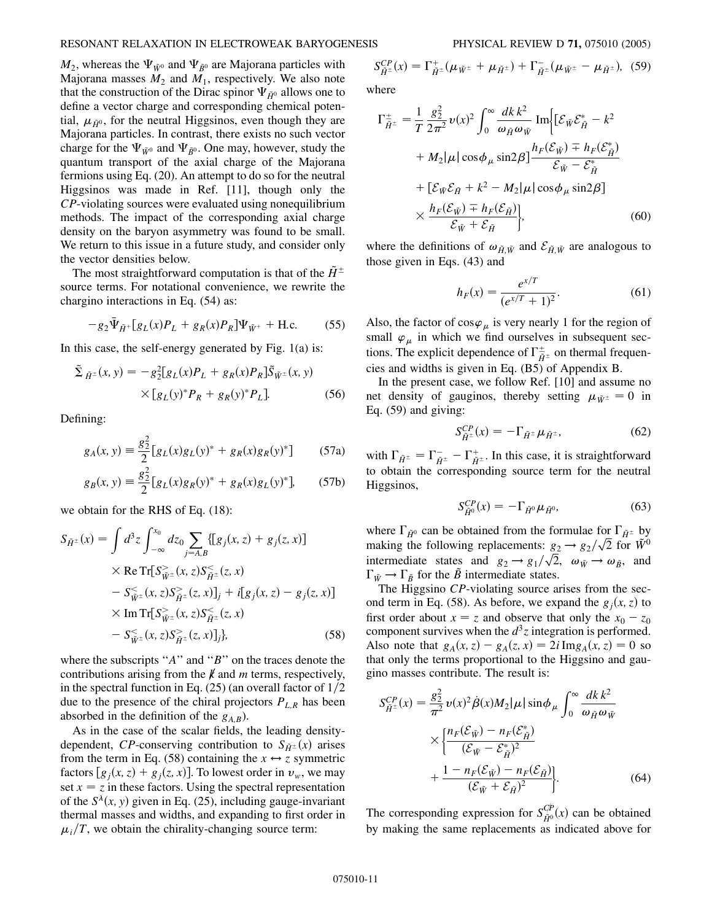$M_2$, whereas the $\Psi_{\tilde{W}^0}$ and $\Psi_{\tilde{B}^0}$ are Majorana particles with Majorana masses $M_2$ and $M_1$, respectively. We also note that the construction of the Dirac spinor $\Psi_{\tilde{H}^0}$ allows one to define a vector charge and corresponding chemical potential, $\mu_{\tilde{H}^0}$, for the neutral Higgsinos, even though they are Majorana particles. In contrast, there exists no such vector charge for the $\Psi_{\tilde{W}^0}$ and $\Psi_{\tilde{B}^0}$. One may, however, study the quantum transport of the axial charge of the Majorana fermions using Eq. (20). An attempt to do so for the neutral Higgsinos was made in Ref. [11], though only the *CP*-violating sources were evaluated using nonequilibrium methods. The impact of the corresponding axial charge density on the baryon asymmetry was found to be small. We return to this issue in a future study, and consider only the vector densities below.

The most straightforward computation is that of the $\tilde{H}^{\pm}$ source terms. For notational convenience, we rewrite the chargino interactions in Eq. (54) as:

$$-g_2 \bar{\Psi}_{\tilde{H}^+}[g_L(x)P_L + g_R(x)P_R]\Psi_{\tilde{W}^+} + \text{H.c.} \tag{55}$$

In this case, the self-energy generated by Fig. 1(a) is:

$$\tilde{\Sigma}_{\tilde{H}^{\pm}}(x,y) = -g_2^2[g_L(x)P_L + g_R(x)P_R]\tilde{S}_{\tilde{W}^{\pm}}(x,y) \times [g_L(y)^* P_R + g_R(y)^* P_L]. \tag{56}$$

Defining:

$$g_A(x,y) \equiv \frac{g_2^2}{2}[g_L(x)g_L(y)^* + g_R(x)g_R(y)^*] \tag{57a}$$

$$g_B(x,y) \equiv \frac{g_2^2}{2}[g_L(x)g_R(y)^* + g_R(x)g_L(y)^*], \tag{57b}$$

we obtain for the RHS of Eq. (18):

$$\begin{aligned}
S_{\tilde{H}^{\pm}}(x) = \int d^3z \int_{-\infty}^{x_0} dz_0 \sum_{j=A,B} \{&[g_j(x,z) + g_j(z,x)] \\
&\times \text{Re}\,\text{Tr}[S^{>}_{\tilde{W}^{\pm}}(x,z)S^{<}_{\tilde{H}^{\pm}}(z,x) \\
&- S^{<}_{\tilde{W}^{\pm}}(x,z)S^{>}_{\tilde{H}^{\pm}}(z,x)]_j + i[g_j(x,z) - g_j(z,x)] \\
&\times \text{Im}\,\text{Tr}[S^{>}_{\tilde{W}^{\pm}}(x,z)S^{<}_{\tilde{H}^{\pm}}(z,x) \\
&- S^{<}_{\tilde{W}^{\pm}}(x,z)S^{>}_{\tilde{H}^{\pm}}(z,x)]_j\},
\end{aligned} \tag{58}$$

where the subscripts "$A$" and "$B$" on the traces denote the contributions arising from the $\not{k}$ and $m$ terms, respectively, in the spectral function in Eq. (25) (an overall factor of $1/2$ due to the presence of the chiral projectors $P_{L,R}$ has been absorbed in the definition of the $g_{A,B}$).

As in the case of the scalar fields, the leading density-dependent, *CP*-conserving contribution to $S_{\tilde{H}^{\pm}}(x)$ arises from the term in Eq. (58) containing the $x \leftrightarrow z$ symmetric factors $[g_j(x,z) + g_j(z,x)]$. To lowest order in $v_w$, we may set $x = z$ in these factors. Using the spectral representation of the $S^{\lambda}(x,y)$ given in Eq. (25), including gauge-invariant thermal masses and widths, and expanding to first order in $\mu_i/T$, we obtain the chirality-changing source term:

$$S^{CP}_{\tilde{H}^{\pm}}(x) = \Gamma^{+}_{\tilde{H}^{\pm}}(\mu_{\tilde{W}^{\pm}} + \mu_{\tilde{H}^{\pm}}) + \Gamma^{-}_{\tilde{H}^{\pm}}(\mu_{\tilde{W}^{\pm}} - \mu_{\tilde{H}^{\pm}}), \tag{59}$$

where

$$\begin{aligned}
\Gamma^{\pm}_{\tilde{H}^{\pm}} = \frac{1}{T}\frac{g_2^2}{2\pi^2}v(x)^2 \int_0^{\infty} \frac{dk\,k^2}{\omega_{\tilde{H}}\omega_{\tilde{W}}} \text{Im}\Big\{&[\mathcal{E}_{\tilde{W}}\mathcal{E}^*_{\tilde{H}} - k^2 \\
&+ M_2|\mu|\cos\phi_{\mu}\sin 2\beta]\frac{h_F(\mathcal{E}_{\tilde{W}}) \mp h_F(\mathcal{E}^*_{\tilde{H}})}{\mathcal{E}_{\tilde{W}} - \mathcal{E}^*_{\tilde{H}}} \\
&+ [\mathcal{E}_{\tilde{W}}\mathcal{E}_{\tilde{H}} + k^2 - M_2|\mu|\cos\phi_{\mu}\sin 2\beta] \\
&\times \frac{h_F(\mathcal{E}_{\tilde{W}}) \mp h_F(\mathcal{E}_{\tilde{H}})}{\mathcal{E}_{\tilde{W}} + \mathcal{E}_{\tilde{H}}}\Big\},
\end{aligned} \tag{60}$$

where the definitions of $\omega_{\tilde{H},\tilde{W}}$ and $\mathcal{E}_{\tilde{H},\tilde{W}}$ are analogous to those given in Eqs. (43) and

$$h_F(x) = \frac{e^{x/T}}{(e^{x/T}+1)^2}. \tag{61}$$

Also, the factor of $\cos\varphi_{\mu}$ is very nearly 1 for the region of small $\varphi_{\mu}$ in which we find ourselves in subsequent sections. The explicit dependence of $\Gamma^{\pm}_{\tilde{H}^{\pm}}$ on thermal frequencies and widths is given in Eq. (B5) of Appendix B.

In the present case, we follow Ref. [10] and assume no net density of gauginos, thereby setting $\mu_{\tilde{W}^{\pm}} = 0$ in Eq. (59) and giving:

$$S^{CP}_{\tilde{H}^{\pm}}(x) = -\Gamma_{\tilde{H}^{\pm}}\mu_{\tilde{H}^{\pm}}, \tag{62}$$

with $\Gamma_{\tilde{H}^{\pm}} = \Gamma^{-}_{\tilde{H}^{\pm}} - \Gamma^{+}_{\tilde{H}^{\pm}}$. In this case, it is straightforward to obtain the corresponding source term for the neutral Higgsinos,

$$S^{CP}_{\tilde{H}^0}(x) = -\Gamma_{\tilde{H}^0}\mu_{\tilde{H}^0}, \tag{63}$$

where $\Gamma_{\tilde{H}^0}$ can be obtained from the formulae for $\Gamma_{\tilde{H}^{\pm}}$ by making the following replacements: $g_2 \to g_2/\sqrt{2}$ for $\tilde{W}^0$ intermediate states and $g_2 \to g_1/\sqrt{2}$, $\omega_{\tilde{W}} \to \omega_{\tilde{B}}$, and $\Gamma_{\tilde{W}} \to \Gamma_{\tilde{B}}$ for the $\tilde{B}$ intermediate states.

The Higgsino *CP*-violating source arises from the second term in Eq. (58). As before, we expand the $g_j(x,z)$ to first order about $x = z$ and observe that only the $x_0 - z_0$ component survives when the $d^3z$ integration is performed. Also note that $g_A(x,z) - g_A(z,x) = 2i\,\text{Im}\,g_A(x,z) = 0$ so that only the terms proportional to the Higgsino and gaugino masses contribute. The result is:

$$\begin{aligned}
S^{CP}_{\tilde{H}^{\pm}}(x) = \frac{g_2^2}{\pi^2}v(x)^2\dot{\beta}(x)M_2|\mu|\sin\phi_{\mu}\int_0^{\infty}\frac{dk\,k^2}{\omega_{\tilde{H}}\omega_{\tilde{W}}} &\times \Big\{\frac{n_F(\mathcal{E}_{\tilde{W}}) - n_F(\mathcal{E}^*_{\tilde{H}})}{(\mathcal{E}_{\tilde{W}} - \mathcal{E}^*_{\tilde{H}})^2} \\
&+ \frac{1 - n_F(\mathcal{E}_{\tilde{W}}) - n_F(\mathcal{E}_{\tilde{H}})}{(\mathcal{E}_{\tilde{W}} + \mathcal{E}_{\tilde{H}})^2}\Big\}.
\end{aligned} \tag{64}$$

The corresponding expression for $S^{CP}_{\tilde{H}^0}(x)$ can be obtained by making the same replacements as indicated above for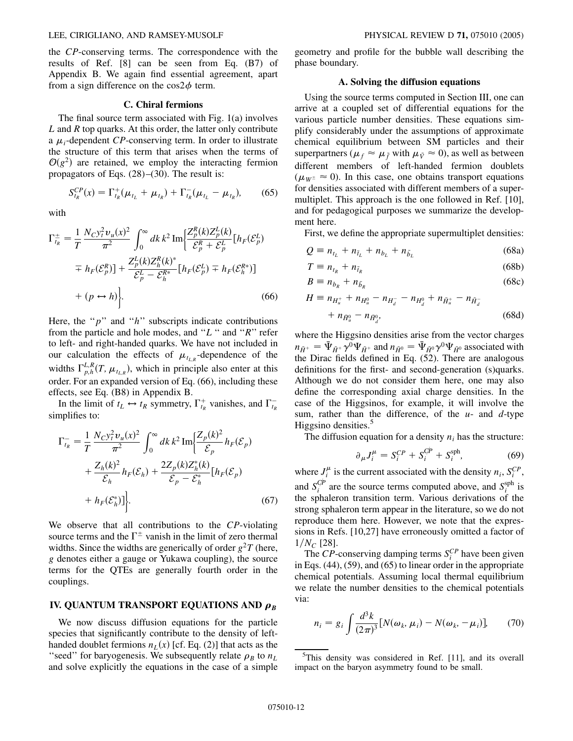the *CP*-conserving terms. The correspondence with the results of Ref. [8] can be seen from Eq. (B7) of Appendix B. We again find essential agreement, apart from a sign difference on the $\cos 2\phi$ term.

### C. Chiral fermions

The final source term associated with Fig. 1(a) involves $L$ and $R$ top quarks. At this order, the latter only contribute a $\mu_i$-dependent *CP*-conserving term. In order to illustrate the structure of this term that arises when the terms of $\mathcal{O}(g^2)$ are retained, we employ the interacting fermion propagators of Eqs. (28)–(30). The result is:

$$S_{t_R}^{\not{CP}}(x) = \Gamma_{t_R}^{+}(\mu_{t_L} + \mu_{t_R}) + \Gamma_{t_R}^{-}(\mu_{t_L} - \mu_{t_R}), \tag{65}$$

with

$$\begin{aligned}\Gamma_{t_R}^{\pm} = \frac{1}{T}\frac{N_C y_t^2 v_u(x)^2}{\pi^2}\int_0^\infty dk\, k^2\, \mathrm{Im}\bigg\{&\frac{Z_p^R(k) Z_p^L(k)}{\mathcal{E}_p^R + \mathcal{E}_p^L}[h_F(\mathcal{E}_p^L) \\ &\mp h_F(\mathcal{E}_p^R)] + \frac{Z_p^L(k) Z_h^R(k)^*}{\mathcal{E}_p^L - \mathcal{E}_h^{R*}}[h_F(\mathcal{E}_p^L) \mp h_F(\mathcal{E}_h^{R*})] \\ &+ (p \leftrightarrow h)\bigg\}.\end{aligned} \tag{66}$$

Here, the "$p$" and "$h$" subscripts indicate contributions from the particle and hole modes, and "$L$" and "$R$" refer to left- and right-handed quarks. We have not included in our calculation the effects of $\mu_{t_{L,R}}$-dependence of the widths $\Gamma_{p,h}^{L,R}(T, \mu_{t_{L,R}})$, which in principle also enter at this order. For an expanded version of Eq. (66), including these effects, see Eq. (B8) in Appendix B.

In the limit of $t_L \leftrightarrow t_R$ symmetry, $\Gamma_{t_R}^{+}$ vanishes, and $\Gamma_{t_R}^{-}$ simplifies to:

$$\begin{aligned}\Gamma_{t_R}^{-} = \frac{1}{T}\frac{N_C y_t^2 v_u(x)^2}{\pi^2}\int_0^\infty dk\, k^2\, \mathrm{Im}\bigg\{&\frac{Z_p(k)^2}{\mathcal{E}_p} h_F(\mathcal{E}_p) \\ &+ \frac{Z_h(k)^2}{\mathcal{E}_h} h_F(\mathcal{E}_h) + \frac{2 Z_p(k) Z_h^*(k)}{\mathcal{E}_p - \mathcal{E}_h^*}[h_F(\mathcal{E}_p) \\ &+ h_F(\mathcal{E}_h^*)]\bigg\}.\end{aligned} \tag{67}$$

We observe that all contributions to the *CP*-violating source terms and the $\Gamma^{\pm}$ vanish in the limit of zero thermal widths. Since the widths are generically of order $g^2 T$ (here, $g$ denotes either a gauge or Yukawa coupling), the source terms for the QTEs are generally fourth order in the couplings.

## IV. QUANTUM TRANSPORT EQUATIONS AND $\rho_B$

We now discuss diffusion equations for the particle species that significantly contribute to the density of left-handed doublet fermions $n_L(x)$ [cf. Eq. (2)] that acts as the "seed" for baryogenesis. We subsequently relate $\rho_B$ to $n_L$ and solve explicitly the equations in the case of a simple geometry and profile for the bubble wall describing the phase boundary.

### A. Solving the diffusion equations

Using the source terms computed in Section III, one can arrive at a coupled set of differential equations for the various particle number densities. These equations simplify considerably under the assumptions of approximate chemical equilibrium between SM particles and their superpartners ($\mu_f \approx \mu_{\tilde{f}}$ with $\mu_{\tilde{V}} \approx 0$), as well as between different members of left-handed fermion doublets ($\mu_{W^\pm} \approx 0$). In this case, one obtains transport equations for densities associated with different members of a supermultiplet. This approach is the one followed in Ref. [10], and for pedagogical purposes we summarize the development here.

First, we define the appropriate supermultiplet densities:

$$Q \equiv n_{t_L} + n_{\tilde{t}_L} + n_{b_L} + n_{\tilde{b}_L} \tag{68a}$$

$$T \equiv n_{t_R} + n_{\tilde{t}_R} \tag{68b}$$

$$B \equiv n_{b_R} + n_{\tilde{b}_R} \tag{68c}$$

$$\begin{aligned}H \equiv\ & n_{H_u^+} + n_{H_u^0} - n_{H_d^-} - n_{H_d^0} + n_{\tilde{H}_u^+} - n_{\tilde{H}_d^-} \\ &+ n_{\tilde{H}_u^0} - n_{\tilde{H}_d^0},\end{aligned} \tag{68d}$$

where the Higgsino densities arise from the vector charges $n_{\tilde{H}^+} = \bar{\Psi}_{\tilde{H}^+}\gamma^0\Psi_{\tilde{H}^+}$ and $n_{\tilde{H}^0} = \bar{\Psi}_{\tilde{H}^0}\gamma^0\Psi_{\tilde{H}^0}$ associated with the Dirac fields defined in Eq. (52). There are analogous definitions for the first- and second-generation (s)quarks. Although we do not consider them here, one may also define the corresponding axial charge densities. In the case of the Higgsinos, for example, it will involve the sum, rather than the difference, of the $u$- and $d$-type Higgsino densities.[5]

The diffusion equation for a density $n_i$ has the structure:

$$\partial_\mu J_i^\mu = S_i^{CP} + S_i^{\not{CP}} + S_i^{\mathrm{sph}}, \tag{69}$$

where $J_i^\mu$ is the current associated with the density $n_i$, $S_i^{CP}$, and $S_i^{\not{CP}}$ are the source terms computed above, and $S_i^{\mathrm{sph}}$ is the sphaleron transition term. Various derivations of the strong sphaleron term appear in the literature, so we do not reproduce them here. However, we note that the expressions in Refs. [10,27] have erroneously omitted a factor of $1/N_C$ [28].

The *CP*-conserving damping terms $S_i^{CP}$ have been given in Eqs. (44), (59), and (65) to linear order in the appropriate chemical potentials. Assuming local thermal equilibrium we relate the number densities to the chemical potentials via:

$$n_i = g_i \int \frac{d^3k}{(2\pi)^3}[N(\omega_k, \mu_i) - N(\omega_k, -\mu_i)], \tag{70}$$

[5]This density was considered in Ref. [11], and its overall impact on the baryon asymmetry found to be small.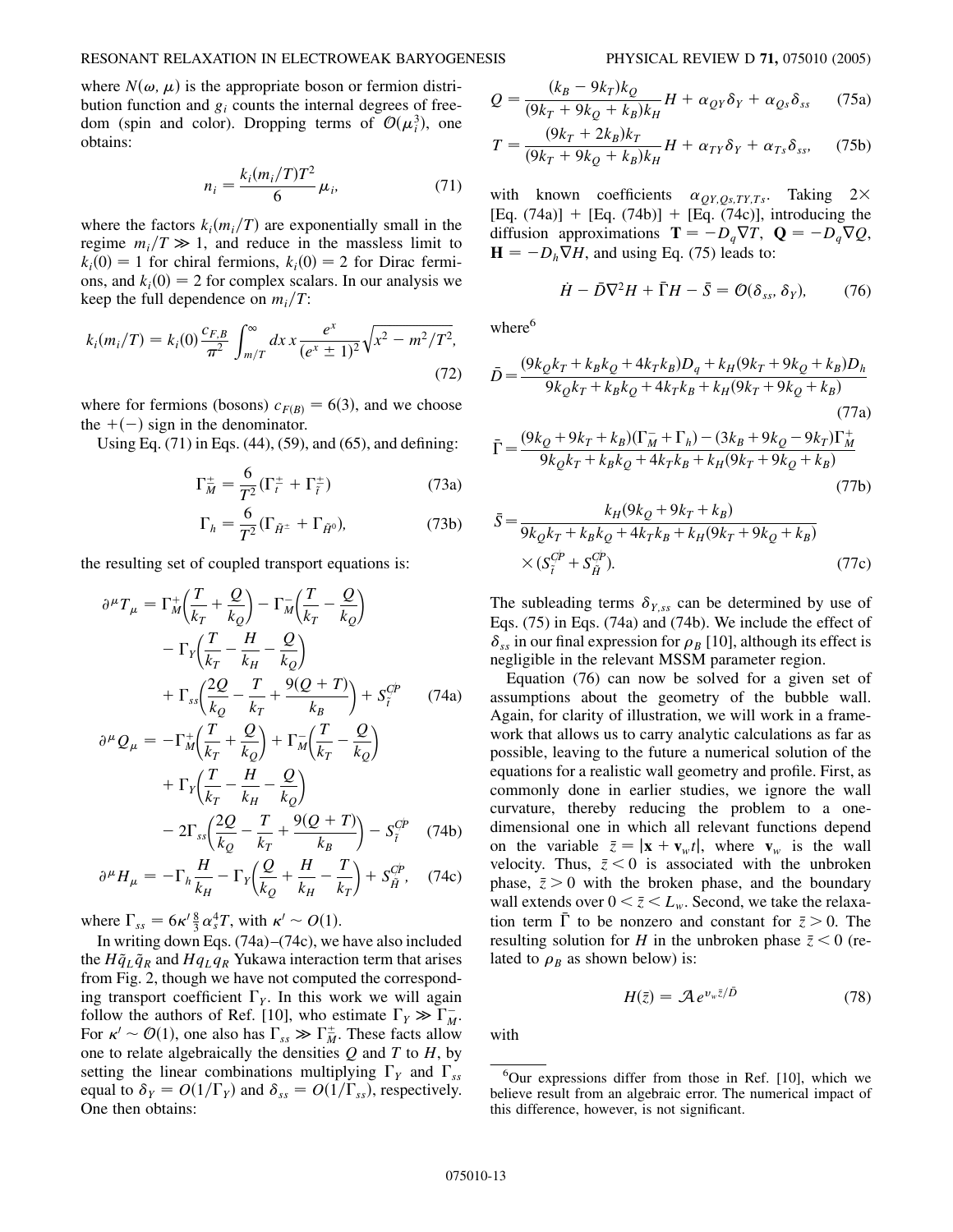where $N(\omega, \mu)$ is the appropriate boson or fermion distribution function and $g_i$ counts the internal degrees of freedom (spin and color). Dropping terms of $\mathcal{O}(\mu_i^3)$, one obtains:

$$n_i = \frac{k_i(m_i/T)T^2}{6}\mu_i, \tag{71}$$

where the factors $k_i(m_i/T)$ are exponentially small in the regime $m_i/T \gg 1$, and reduce in the massless limit to $k_i(0) = 1$ for chiral fermions, $k_i(0) = 2$ for Dirac fermions, and $k_i(0) = 2$ for complex scalars. In our analysis we keep the full dependence on $m_i/T$:

$$k_i(m_i/T) = k_i(0)\frac{c_{F,B}}{\pi^2}\int_{m/T}^{\infty} dx\, x\frac{e^x}{(e^x \pm 1)^2}\sqrt{x^2 - m^2/T^2}, \tag{72}$$

where for fermions (bosons) $c_{F(B)} = 6(3)$, and we choose the $+(-)$ sign in the denominator.

Using Eq. (71) in Eqs. (44), (59), and (65), and defining:

$$\Gamma_M^{\pm} = \frac{6}{T^2}(\Gamma_t^{\pm} + \Gamma_{\tilde{t}}^{\pm}) \tag{73a}$$

$$\Gamma_h = \frac{6}{T^2}(\Gamma_{\tilde{H}^{\pm}} + \Gamma_{\tilde{H}^0}), \tag{73b}$$

the resulting set of coupled transport equations is:

$$\partial^\mu T_\mu = \Gamma_M^+\left(\frac{T}{k_T} + \frac{Q}{k_Q}\right) - \Gamma_M^-\left(\frac{T}{k_T} - \frac{Q}{k_Q}\right) - \Gamma_Y\left(\frac{T}{k_T} - \frac{H}{k_H} - \frac{Q}{k_Q}\right) + \Gamma_{ss}\left(\frac{2Q}{k_Q} - \frac{T}{k_T} + \frac{9(Q+T)}{k_B}\right) + S_{\tilde{t}}^{CP} \tag{74a}$$

$$\partial^\mu Q_\mu = -\Gamma_M^+\left(\frac{T}{k_T} + \frac{Q}{k_Q}\right) + \Gamma_M^-\left(\frac{T}{k_T} - \frac{Q}{k_Q}\right) + \Gamma_Y\left(\frac{T}{k_T} - \frac{H}{k_H} - \frac{Q}{k_Q}\right) - 2\Gamma_{ss}\left(\frac{2Q}{k_Q} - \frac{T}{k_T} + \frac{9(Q+T)}{k_B}\right) - S_{\tilde{t}}^{CP} \tag{74b}$$

$$\partial^\mu H_\mu = -\Gamma_h\frac{H}{k_H} - \Gamma_Y\left(\frac{Q}{k_Q} + \frac{H}{k_H} - \frac{T}{k_T}\right) + S_{\tilde{H}}^{CP}, \tag{74c}$$

where $\Gamma_{ss} = 6\kappa' \frac{8}{3}\alpha_s^4 T$, with $\kappa' \sim O(1)$.

In writing down Eqs. (74a)–(74c), we have also included the $H\tilde{q}_L\tilde{q}_R$ and $Hq_Lq_R$ Yukawa interaction term that arises from Fig. 2, though we have not computed the corresponding transport coefficient $\Gamma_Y$. In this work we will again follow the authors of Ref. [10], who estimate $\Gamma_Y \gg \Gamma_M^-$. For $\kappa' \sim \mathcal{O}(1)$, one also has $\Gamma_{ss} \gg \Gamma_M^{\pm}$. These facts allow one to relate algebraically the densities $Q$ and $T$ to $H$, by setting the linear combinations multiplying $\Gamma_Y$ and $\Gamma_{ss}$ equal to $\delta_Y = O(1/\Gamma_Y)$ and $\delta_{ss} = O(1/\Gamma_{ss})$, respectively. One then obtains:

$$Q = \frac{(k_B - 9k_T)k_Q}{(9k_T + 9k_Q + k_B)k_H}H + \alpha_{QY}\delta_Y + \alpha_{Qs}\delta_{ss} \tag{75a}$$

$$T = \frac{(9k_T + 2k_B)k_T}{(9k_T + 9k_Q + k_B)k_H}H + \alpha_{TY}\delta_Y + \alpha_{Ts}\delta_{ss}, \tag{75b}$$

with known coefficients $\alpha_{QY,Qs,TY,Ts}$. Taking $2\times$ [Eq. (74a)] + [Eq. (74b)] + [Eq. (74c)], introducing the diffusion approximations $\mathbf{T} = -D_q\nabla T$, $\mathbf{Q} = -D_q\nabla Q$, $\mathbf{H} = -D_h\nabla H$, and using Eq. (75) leads to:

$$\dot{H} - \bar{D}\nabla^2 H + \bar{\Gamma}H - \bar{S} = \mathcal{O}(\delta_{ss}, \delta_Y), \tag{76}$$

where[6]

$$\bar{D} = \frac{(9k_Qk_T + k_Bk_Q + 4k_Tk_B)D_q + k_H(9k_T + 9k_Q + k_B)D_h}{9k_Qk_T + k_Bk_Q + 4k_Tk_B + k_H(9k_T + 9k_Q + k_B)} \tag{77a}$$

$$\bar{\Gamma} = \frac{(9k_Q + 9k_T + k_B)(\Gamma_M^- + \Gamma_h) - (3k_B + 9k_Q - 9k_T)\Gamma_M^+}{9k_Qk_T + k_Bk_Q + 4k_Tk_B + k_H(9k_T + 9k_Q + k_B)} \tag{77b}$$

$$\bar{S} = \frac{k_H(9k_Q + 9k_T + k_B)}{9k_Qk_T + k_Bk_Q + 4k_Tk_B + k_H(9k_T + 9k_Q + k_B)} \times (S_{\tilde{t}}^{CP} + S_{\tilde{H}}^{CP}). \tag{77c}$$

The subleading terms $\delta_{Y,ss}$ can be determined by use of Eqs. (75) in Eqs. (74a) and (74b). We include the effect of $\delta_{ss}$ in our final expression for $\rho_B$ [10], although its effect is negligible in the relevant MSSM parameter region.

Equation (76) can now be solved for a given set of assumptions about the geometry of the bubble wall. Again, for clarity of illustration, we will work in a framework that allows us to carry analytic calculations as far as possible, leaving to the future a numerical solution of the equations for a realistic wall geometry and profile. First, as commonly done in earlier studies, we ignore the wall curvature, thereby reducing the problem to a one-dimensional one in which all relevant functions depend on the variable $\bar{z} = |\mathbf{x} + \mathbf{v}_w t|$, where $\mathbf{v}_w$ is the wall velocity. Thus, $\bar{z} < 0$ is associated with the unbroken phase, $\bar{z} > 0$ with the broken phase, and the boundary wall extends over $0 < \bar{z} < L_w$. Second, we take the relaxation term $\bar{\Gamma}$ to be nonzero and constant for $\bar{z} > 0$. The resulting solution for $H$ in the unbroken phase $\bar{z} < 0$ (related to $\rho_B$ as shown below) is:

$$H(\bar{z}) = \mathcal{A}e^{v_w\bar{z}/\bar{D}} \tag{78}$$

with

[6] Our expressions differ from those in Ref. [10], which we believe result from an algebraic error. The numerical impact of this difference, however, is not significant.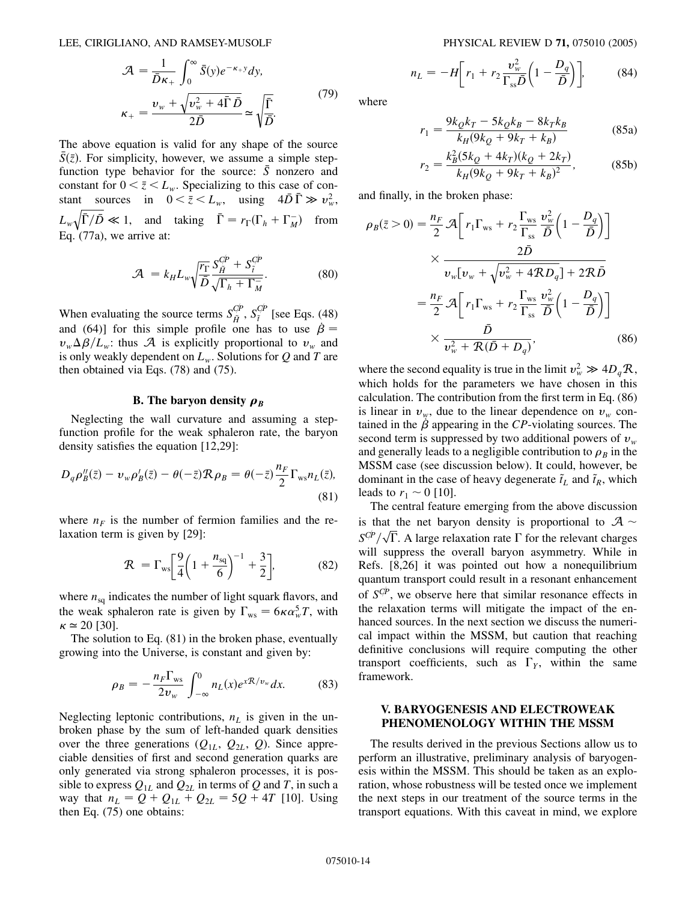$$\mathcal{A} = \frac{1}{\bar{D}\kappa_+}\int_0^\infty \bar{S}(y)e^{-\kappa_+ y}dy,$$
$$\kappa_+ = \frac{v_w + \sqrt{v_w^2 + 4\bar{\Gamma}\bar{D}}}{2\bar{D}} \simeq \sqrt{\frac{\bar{\Gamma}}{\bar{D}}}. \tag{79}$$

The above equation is valid for any shape of the source $\bar{S}(\bar{z})$. For simplicity, however, we assume a simple step-function type behavior for the source: $\bar{S}$ nonzero and constant for $0 < \bar{z} < L_w$. Specializing to this case of constant sources in $0 < \bar{z} < L_w$, using $4\bar{D}\bar{\Gamma} \gg v_w^2$, $L_w\sqrt{\bar{\Gamma}/\bar{D}} \ll 1$, and taking $\bar{\Gamma} = r_\Gamma(\Gamma_h + \Gamma_M^-)$ from Eq. (77a), we arrive at:

$$\mathcal{A} = k_H L_w \sqrt{\frac{r_\Gamma}{\bar{D}}} \frac{S_{\tilde{H}}^{CP} + S_{\tilde{t}}^{CP}}{\sqrt{\Gamma_h + \Gamma_M^-}}. \tag{80}$$

When evaluating the source terms $S_{\tilde{H}}^{CP}$, $S_{\tilde{t}}^{CP}$ [see Eqs. (48) and (64)] for this simple profile one has to use $\dot{\beta} = v_w \Delta\beta / L_w$: thus $\mathcal{A}$ is explicitly proportional to $v_w$ and is only weakly dependent on $L_w$. Solutions for $Q$ and $T$ are then obtained via Eqs. (78) and (75).

### B. The baryon density $\rho_B$

Neglecting the wall curvature and assuming a step-function profile for the weak sphaleron rate, the baryon density satisfies the equation [12,29]:

$$D_q \rho_B''(\bar{z}) - v_w \rho_B'(\bar{z}) - \theta(-\bar{z})\mathcal{R}\rho_B = \theta(-\bar{z})\frac{n_F}{2}\Gamma_{\rm ws} n_L(\bar{z}), \tag{81}$$

where $n_F$ is the number of fermion families and the relaxation term is given by [29]:

$$\mathcal{R} = \Gamma_{\rm ws}\left[\frac{9}{4}\left(1 + \frac{n_{\rm sq}}{6}\right)^{-1} + \frac{3}{2}\right], \tag{82}$$

where $n_{\rm sq}$ indicates the number of light squark flavors, and the weak sphaleron rate is given by $\Gamma_{\rm ws} = 6\kappa\alpha_w^5 T$, with $\kappa \simeq 20$ [30].

The solution to Eq. (81) in the broken phase, eventually growing into the Universe, is constant and given by:

$$\rho_B = -\frac{n_F \Gamma_{\rm ws}}{2 v_w}\int_{-\infty}^0 n_L(x) e^{x\mathcal{R}/v_w} dx. \tag{83}$$

Neglecting leptonic contributions, $n_L$ is given in the unbroken phase by the sum of left-handed quark densities over the three generations ($Q_{1L}$, $Q_{2L}$, $Q$). Since appreciable densities of first and second generation quarks are only generated via strong sphaleron processes, it is possible to express $Q_{1L}$ and $Q_{2L}$ in terms of $Q$ and $T$, in such a way that $n_L = Q + Q_{1L} + Q_{2L} = 5Q + 4T$ [10]. Using then Eq. (75) one obtains:

$$n_L = -H\left[r_1 + r_2 \frac{v_w^2}{\Gamma_{\rm ss}\bar{D}}\left(1 - \frac{D_q}{\bar{D}}\right)\right], \tag{84}$$

where

$$r_1 = \frac{9k_Q k_T - 5k_Q k_B - 8k_T k_B}{k_H(9k_Q + 9k_T + k_B)} \tag{85a}$$

$$r_2 = \frac{k_B^2(5k_Q + 4k_T)(k_Q + 2k_T)}{k_H(9k_Q + 9k_T + k_B)^2}, \tag{85b}$$

and finally, in the broken phase:

$$\begin{aligned}
\rho_B(\bar{z} > 0) &= \frac{n_F}{2}\mathcal{A}\left[r_1 \Gamma_{\rm ws} + r_2 \frac{\Gamma_{\rm ws}}{\Gamma_{\rm ss}}\frac{v_w^2}{\bar{D}}\left(1 - \frac{D_q}{\bar{D}}\right)\right] \\
&\quad \times \frac{2\bar{D}}{v_w[v_w + \sqrt{v_w^2 + 4\mathcal{R}D_q}] + 2\mathcal{R}\bar{D}} \\
&= \frac{n_F}{2}\mathcal{A}\left[r_1 \Gamma_{\rm ws} + r_2 \frac{\Gamma_{\rm ws}}{\Gamma_{\rm ss}}\frac{v_w^2}{\bar{D}}\left(1 - \frac{D_q}{\bar{D}}\right)\right] \\
&\quad \times \frac{\bar{D}}{v_w^2 + \mathcal{R}(\bar{D} + D_q)},
\end{aligned} \tag{86}$$

where the second equality is true in the limit $v_w^2 \gg 4D_q\mathcal{R}$, which holds for the parameters we have chosen in this calculation. The contribution from the first term in Eq. (86) is linear in $v_w$, due to the linear dependence on $v_w$ contained in the $\dot{\beta}$ appearing in the *CP*-violating sources. The second term is suppressed by two additional powers of $v_w$ and generally leads to a negligible contribution to $\rho_B$ in the MSSM case (see discussion below). It could, however, be dominant in the case of heavy degenerate $\tilde{t}_L$ and $\tilde{t}_R$, which leads to $r_1 \sim 0$ [10].

The central feature emerging from the above discussion is that the net baryon density is proportional to $\mathcal{A} \sim S^{CP}/\sqrt{\Gamma}$. A large relaxation rate $\Gamma$ for the relevant charges will suppress the overall baryon asymmetry. While in Refs. [8,26] it was pointed out how a nonequilibrium quantum transport could result in a resonant enhancement of $S^{CP}$, we observe here that similar resonance effects in the relaxation terms will mitigate the impact of the enhanced sources. In the next section we discuss the numerical impact within the MSSM, but caution that reaching definitive conclusions will require computing the other transport coefficients, such as $\Gamma_Y$, within the same framework.

## V. BARYOGENESIS AND ELECTROWEAK PHENOMENOLOGY WITHIN THE MSSM

The results derived in the previous Sections allow us to perform an illustrative, preliminary analysis of baryogenesis within the MSSM. This should be taken as an exploration, whose robustness will be tested once we implement the next steps in our treatment of the source terms in the transport equations. With this caveat in mind, we explore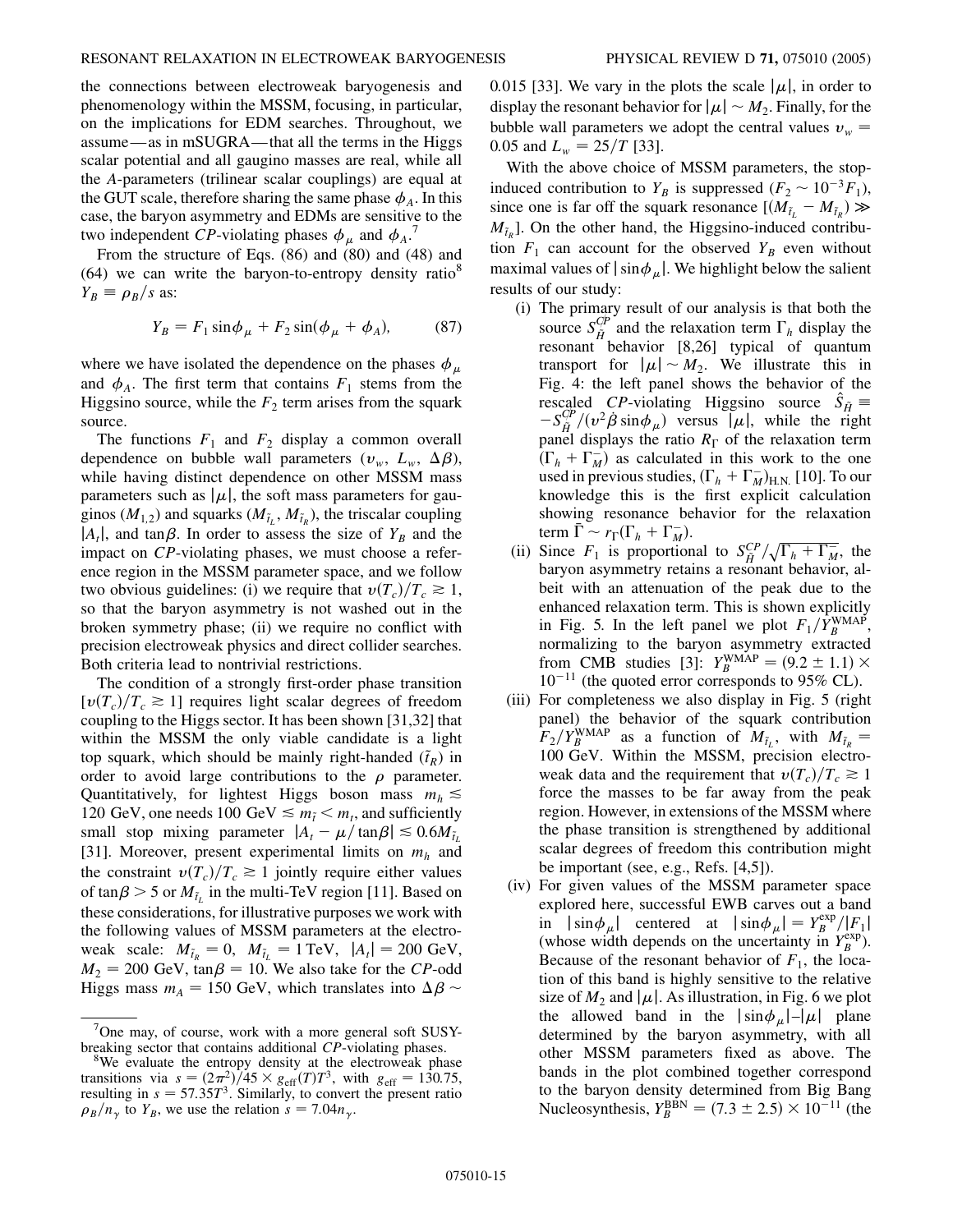the connections between electroweak baryogenesis and phenomenology within the MSSM, focusing, in particular, on the implications for EDM searches. Throughout, we assume—as in mSUGRA—that all the terms in the Higgs scalar potential and all gaugino masses are real, while all the $A$-parameters (trilinear scalar couplings) are equal at the GUT scale, therefore sharing the same phase $\phi_A$. In this case, the baryon asymmetry and EDMs are sensitive to the two independent $CP$-violating phases $\phi_\mu$ and $\phi_A$.[7]

From the structure of Eqs. (86) and (80) and (48) and (64) we can write the baryon-to-entropy density ratio[8] $Y_B \equiv \rho_B/s$ as:

$$Y_B = F_1 \sin\phi_\mu + F_2 \sin(\phi_\mu + \phi_A), \tag{87}$$

where we have isolated the dependence on the phases $\phi_\mu$ and $\phi_A$. The first term that contains $F_1$ stems from the Higgsino source, while the $F_2$ term arises from the squark source.

The functions $F_1$ and $F_2$ display a common overall dependence on bubble wall parameters ($v_w$, $L_w$, $\Delta\beta$), while having distinct dependence on other MSSM mass parameters such as $|\mu|$, the soft mass parameters for gauginos ($M_{1,2}$) and squarks ($M_{\tilde{t}_L}$, $M_{\tilde{t}_R}$), the triscalar coupling $|A_t|$, and $\tan\beta$. In order to assess the size of $Y_B$ and the impact on $CP$-violating phases, we must choose a reference region in the MSSM parameter space, and we follow two obvious guidelines: (i) we require that $v(T_c)/T_c \gtrsim 1$, so that the baryon asymmetry is not washed out in the broken symmetry phase; (ii) we require no conflict with precision electroweak physics and direct collider searches. Both criteria lead to nontrivial restrictions.

The condition of a strongly first-order phase transition [$v(T_c)/T_c \gtrsim 1$] requires light scalar degrees of freedom coupling to the Higgs sector. It has been shown [31,32] that within the MSSM the only viable candidate is a light top squark, which should be mainly right-handed ($\tilde{t}_R$) in order to avoid large contributions to the $\rho$ parameter. Quantitatively, for lightest Higgs boson mass $m_h \lesssim 120$ GeV, one needs $100\text{ GeV} \lesssim m_{\tilde{t}} < m_t$, and sufficiently small stop mixing parameter $|A_t - \mu/\tan\beta| \lesssim 0.6 M_{\tilde{t}_L}$ [31]. Moreover, present experimental limits on $m_h$ and the constraint $v(T_c)/T_c \gtrsim 1$ jointly require either values of $\tan\beta > 5$ or $M_{\tilde{t}_L}$ in the multi-TeV region [11]. Based on these considerations, for illustrative purposes we work with the following values of MSSM parameters at the electroweak scale: $M_{\tilde{t}_R} = 0$, $M_{\tilde{t}_L} = 1$ TeV, $|A_t| = 200$ GeV, $M_2 = 200$ GeV, $\tan\beta = 10$. We also take for the $CP$-odd Higgs mass $m_A = 150$ GeV, which translates into $\Delta\beta \sim 0.015$ [33]. We vary in the plots the scale $|\mu|$, in order to display the resonant behavior for $|\mu| \sim M_2$. Finally, for the bubble wall parameters we adopt the central values $v_w = 0.05$ and $L_w = 25/T$ [33].

With the above choice of MSSM parameters, the stop-induced contribution to $Y_B$ is suppressed ($F_2 \sim 10^{-3} F_1$), since one is far off the squark resonance [$(M_{\tilde{t}_L} - M_{\tilde{t}_R}) \gg M_{\tilde{t}_R}$]. On the other hand, the Higgsino-induced contribution $F_1$ can account for the observed $Y_B$ even without maximal values of $|\sin\phi_\mu|$. We highlight below the salient results of our study:

(i) The primary result of our analysis is that both the source $S_{\tilde{H}}^{CP}$ and the relaxation term $\Gamma_h$ display the resonant behavior [8,26] typical of quantum transport for $|\mu| \sim M_2$. We illustrate this in Fig. 4: the left panel shows the behavior of the rescaled $CP$-violating Higgsino source $\hat{S}_{\tilde{H}} \equiv -S_{\tilde{H}}^{CP}/(v^2\dot{\beta}\sin\phi_\mu)$ versus $|\mu|$, while the right panel displays the ratio $R_\Gamma$ of the relaxation term ($\Gamma_h + \Gamma_M^-$) as calculated in this work to the one used in previous studies, $(\Gamma_h + \Gamma_M^-)_{\text{H.N.}}$ [10]. To our knowledge this is the first explicit calculation showing resonance behavior for the relaxation term $\bar{\Gamma} \sim r_\Gamma(\Gamma_h + \Gamma_M^-)$.

(ii) Since $F_1$ is proportional to $S_{\tilde{H}}^{CP}/\sqrt{\Gamma_h + \Gamma_M^-}$, the baryon asymmetry retains a resonant behavior, albeit with an attenuation of the peak due to the enhanced relaxation term. This is shown explicitly in Fig. 5. In the left panel we plot $F_1/Y_B^{\text{WMAP}}$, normalizing to the baryon asymmetry extracted from CMB studies [3]: $Y_B^{\text{WMAP}} = (9.2 \pm 1.1) \times 10^{-11}$ (the quoted error corresponds to 95% CL).

(iii) For completeness we also display in Fig. 5 (right panel) the behavior of the squark contribution $F_2/Y_B^{\text{WMAP}}$ as a function of $M_{\tilde{t}_L}$, with $M_{\tilde{t}_R} = 100$ GeV. Within the MSSM, precision electroweak data and the requirement that $v(T_c)/T_c \gtrsim 1$ force the masses to be far away from the peak region. However, in extensions of the MSSM where the phase transition is strengthened by additional scalar degrees of freedom this contribution might be important (see, e.g., Refs. [4,5]).

(iv) For given values of the MSSM parameter space explored here, successful EWB carves out a band in $|\sin\phi_\mu|$ centered at $|\sin\phi_\mu| = Y_B^{\text{exp}}/|F_1|$ (whose width depends on the uncertainty in $Y_B^{\text{exp}}$). Because of the resonant behavior of $F_1$, the location of this band is highly sensitive to the relative size of $M_2$ and $|\mu|$. As illustration, in Fig. 6 we plot the allowed band in the $|\sin\phi_\mu|$–$|\mu|$ plane determined by the baryon asymmetry, with all other MSSM parameters fixed as above. The bands in the plot combined together correspond to the baryon density determined from Big Bang Nucleosynthesis, $Y_B^{\text{BBN}} = (7.3 \pm 2.5) \times 10^{-11}$ (the

---

[7] One may, of course, work with a more general soft SUSY-breaking sector that contains additional $CP$-violating phases.

[8] We evaluate the entropy density at the electroweak phase transitions via $s = (2\pi^2)/45 \times g_{\text{eff}}(T)T^3$, with $g_{\text{eff}} = 130.75$, resulting in $s = 57.35T^3$. Similarly, to convert the present ratio $\rho_B/n_\gamma$ to $Y_B$, we use the relation $s = 7.04 n_\gamma$.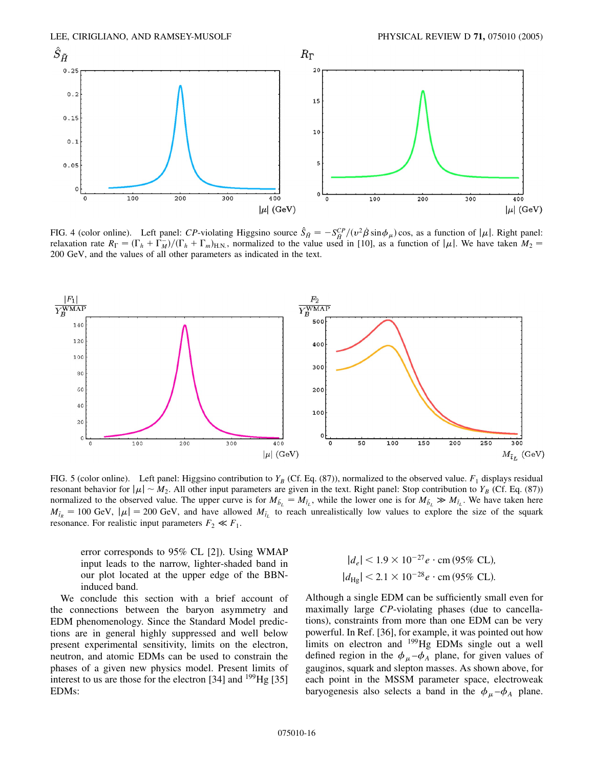FIG. 4 (color online). Left panel: $CP$-violating Higgsino source $\hat{S}_{\tilde{H}} = -S^{CP}_{\tilde{H}}/(v^2\dot{\beta}\sin\phi_\mu)\cos$, as a function of $|\mu|$. Right panel: relaxation rate $R_\Gamma = (\Gamma_h + \Gamma^-_M)/(\Gamma_h + \Gamma_m)_{\rm H.N.}$, normalized to the value used in [10], as a function of $|\mu|$. We have taken $M_2 = 200$ GeV, and the values of all other parameters as indicated in the text.

FIG. 5 (color online). Left panel: Higgsino contribution to $Y_B$ (Cf. Eq. (87)), normalized to the observed value. $F_1$ displays residual resonant behavior for $|\mu| \sim M_2$. All other input parameters are given in the text. Right panel: Stop contribution to $Y_B$ (Cf. Eq. (87)) normalized to the observed value. The upper curve is for $M_{\tilde{b}_L} = M_{\tilde{t}_L}$, while the lower one is for $M_{\tilde{b}_L} \gg M_{\tilde{t}_L}$. We have taken here $M_{\tilde{t}_R} = 100$ GeV, $|\mu| = 200$ GeV, and have allowed $M_{\tilde{t}_L}$ to reach unrealistically low values to explore the size of the squark resonance. For realistic input parameters $F_2 \ll F_1$.

error corresponds to 95% CL [2]). Using WMAP input leads to the narrow, lighter-shaded band in our plot located at the upper edge of the BBN-induced band.

We conclude this section with a brief account of the connections between the baryon asymmetry and EDM phenomenology. Since the Standard Model predictions are in general highly suppressed and well below present experimental sensitivity, limits on the electron, neutron, and atomic EDMs can be used to constrain the phases of a given new physics model. Present limits of interest to us are those for the electron [34] and $^{199}$Hg [35] EDMs:

$$|d_e| < 1.9 \times 10^{-27} e \cdot \text{cm} \, (95\% \text{ CL}),$$
$$|d_{\rm Hg}| < 2.1 \times 10^{-28} e \cdot \text{cm} \, (95\% \text{ CL}).$$

Although a single EDM can be sufficiently small even for maximally large $CP$-violating phases (due to cancellations), constraints from more than one EDM can be very powerful. In Ref. [36], for example, it was pointed out how limits on electron and $^{199}$Hg EDMs single out a well defined region in the $\phi_\mu$–$\phi_A$ plane, for given values of gauginos, squark and slepton masses. As shown above, for each point in the MSSM parameter space, electroweak baryogenesis also selects a band in the $\phi_\mu$–$\phi_A$ plane.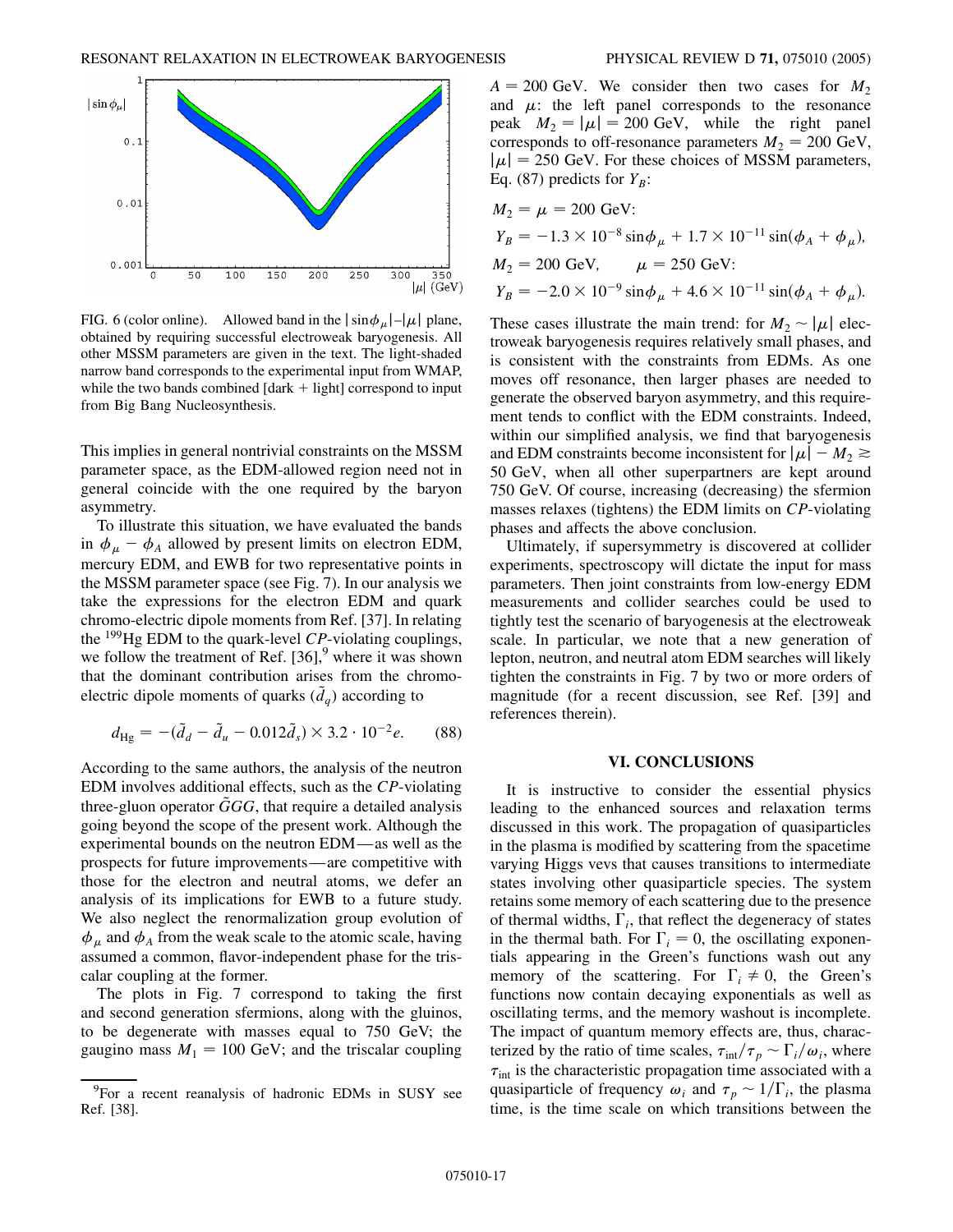FIG. 6 (color online). Allowed band in the $|\sin\phi_\mu|$–$|\mu|$ plane, obtained by requiring successful electroweak baryogenesis. All other MSSM parameters are given in the text. The light-shaded narrow band corresponds to the experimental input from WMAP, while the two bands combined [dark + light] correspond to input from Big Bang Nucleosynthesis.

This implies in general nontrivial constraints on the MSSM parameter space, as the EDM-allowed region need not in general coincide with the one required by the baryon asymmetry.

To illustrate this situation, we have evaluated the bands in $\phi_\mu - \phi_A$ allowed by present limits on electron EDM, mercury EDM, and EWB for two representative points in the MSSM parameter space (see Fig. 7). In our analysis we take the expressions for the electron EDM and quark chromo-electric dipole moments from Ref. [37]. In relating the $^{199}$Hg EDM to the quark-level *CP*-violating couplings, we follow the treatment of Ref. [36],[9] where it was shown that the dominant contribution arises from the chromo-electric dipole moments of quarks ($\tilde{d}_q$) according to

$$d_{\rm Hg} = -(\tilde{d}_d - \tilde{d}_u - 0.012\tilde{d}_s) \times 3.2 \cdot 10^{-2} e. \tag{88}$$

According to the same authors, the analysis of the neutron EDM involves additional effects, such as the *CP*-violating three-gluon operator $\tilde{G}GG$, that require a detailed analysis going beyond the scope of the present work. Although the experimental bounds on the neutron EDM—as well as the prospects for future improvements—are competitive with those for the electron and neutral atoms, we defer an analysis of its implications for EWB to a future study. We also neglect the renormalization group evolution of $\phi_\mu$ and $\phi_A$ from the weak scale to the atomic scale, having assumed a common, flavor-independent phase for the triscalar coupling at the former.

The plots in Fig. 7 correspond to taking the first and second generation sfermions, along with the gluinos, to be degenerate with masses equal to 750 GeV; the gaugino mass $M_1 = 100$ GeV; and the triscalar coupling $A = 200$ GeV. We consider then two cases for $M_2$ and $\mu$: the left panel corresponds to the resonance peak $M_2 = |\mu| = 200$ GeV, while the right panel corresponds to off-resonance parameters $M_2 = 200$ GeV, $|\mu| = 250$ GeV. For these choices of MSSM parameters, Eq. (87) predicts for $Y_B$:

$$M_2 = \mu = 200\ \text{GeV}:$$
$$Y_B = -1.3 \times 10^{-8} \sin\phi_\mu + 1.7 \times 10^{-11} \sin(\phi_A + \phi_\mu),$$
$$M_2 = 200\ \text{GeV}, \qquad \mu = 250\ \text{GeV}:$$
$$Y_B = -2.0 \times 10^{-9} \sin\phi_\mu + 4.6 \times 10^{-11} \sin(\phi_A + \phi_\mu).$$

These cases illustrate the main trend: for $M_2 \sim |\mu|$ electroweak baryogenesis requires relatively small phases, and is consistent with the constraints from EDMs. As one moves off resonance, then larger phases are needed to generate the observed baryon asymmetry, and this requirement tends to conflict with the EDM constraints. Indeed, within our simplified analysis, we find that baryogenesis and EDM constraints become inconsistent for $|\mu| - M_2 \gtrsim 50$ GeV, when all other superpartners are kept around 750 GeV. Of course, increasing (decreasing) the sfermion masses relaxes (tightens) the EDM limits on *CP*-violating phases and affects the above conclusion.

Ultimately, if supersymmetry is discovered at collider experiments, spectroscopy will dictate the input for mass parameters. Then joint constraints from low-energy EDM measurements and collider searches could be used to tightly test the scenario of baryogenesis at the electroweak scale. In particular, we note that a new generation of lepton, neutron, and neutral atom EDM searches will likely tighten the constraints in Fig. 7 by two or more orders of magnitude (for a recent discussion, see Ref. [39] and references therein).

## VI. CONCLUSIONS

It is instructive to consider the essential physics leading to the enhanced sources and relaxation terms discussed in this work. The propagation of quasiparticles in the plasma is modified by scattering from the spacetime varying Higgs vevs that causes transitions to intermediate states involving other quasiparticle species. The system retains some memory of each scattering due to the presence of thermal widths, $\Gamma_i$, that reflect the degeneracy of states in the thermal bath. For $\Gamma_i = 0$, the oscillating exponentials appearing in the Green's functions wash out any memory of the scattering. For $\Gamma_i \neq 0$, the Green's functions now contain decaying exponentials as well as oscillating terms, and the memory washout is incomplete. The impact of quantum memory effects are, thus, characterized by the ratio of time scales, $\tau_{\rm int}/\tau_p \sim \Gamma_i/\omega_i$, where $\tau_{\rm int}$ is the characteristic propagation time associated with a quasiparticle of frequency $\omega_i$ and $\tau_p \sim 1/\Gamma_i$, the plasma time, is the time scale on which transitions between the

[9]For a recent reanalysis of hadronic EDMs in SUSY see Ref. [38].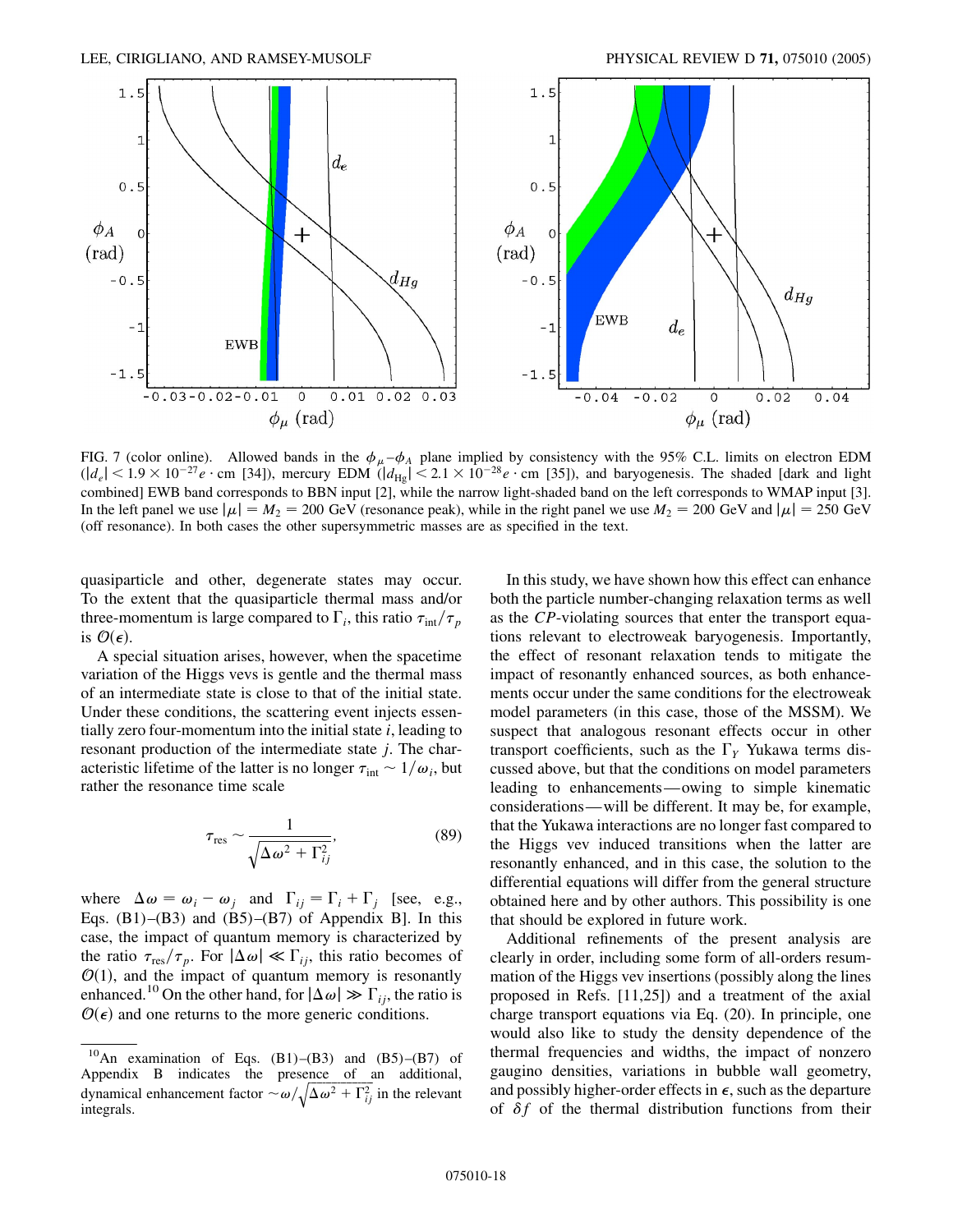FIG. 7 (color online). Allowed bands in the $\phi_\mu$–$\phi_A$ plane implied by consistency with the 95% C.L. limits on electron EDM ($|d_e| < 1.9 \times 10^{-27} e \cdot \mathrm{cm}$ [34]), mercury EDM ($|d_{\mathrm{Hg}}| < 2.1 \times 10^{-28} e \cdot \mathrm{cm}$ [35]), and baryogenesis. The shaded [dark and light combined] EWB band corresponds to BBN input [2], while the narrow light-shaded band on the left corresponds to WMAP input [3]. In the left panel we use $|\mu| = M_2 = 200$ GeV (resonance peak), while in the right panel we use $M_2 = 200$ GeV and $|\mu| = 250$ GeV (off resonance). In both cases the other supersymmetric masses are as specified in the text.

quasiparticle and other, degenerate states may occur. To the extent that the quasiparticle thermal mass and/or three-momentum is large compared to $\Gamma_i$, this ratio $\tau_{\mathrm{int}}/\tau_p$ is $\mathcal{O}(\epsilon)$.

A special situation arises, however, when the spacetime variation of the Higgs vevs is gentle and the thermal mass of an intermediate state is close to that of the initial state. Under these conditions, the scattering event injects essentially zero four-momentum into the initial state $i$, leading to resonant production of the intermediate state $j$. The characteristic lifetime of the latter is no longer $\tau_{\mathrm{int}} \sim 1/\omega_i$, but rather the resonance time scale

$$\tau_{\mathrm{res}} \sim \frac{1}{\sqrt{\Delta\omega^2 + \Gamma_{ij}^2}}, \tag{89}$$

where $\Delta\omega = \omega_i - \omega_j$ and $\Gamma_{ij} = \Gamma_i + \Gamma_j$ [see, e.g., Eqs. (B1)–(B3) and (B5)–(B7) of Appendix B]. In this case, the impact of quantum memory is characterized by the ratio $\tau_{\mathrm{res}}/\tau_p$. For $|\Delta\omega| \ll \Gamma_{ij}$, this ratio becomes of $\mathcal{O}(1)$, and the impact of quantum memory is resonantly enhanced.[10] On the other hand, for $|\Delta\omega| \gg \Gamma_{ij}$, the ratio is $\mathcal{O}(\epsilon)$ and one returns to the more generic conditions.

[10] An examination of Eqs. (B1)–(B3) and (B5)–(B7) of Appendix B indicates the presence of an additional, dynamical enhancement factor $\sim \omega/\sqrt{\Delta\omega^2 + \Gamma_{ij}^2}$ in the relevant integrals.

In this study, we have shown how this effect can enhance both the particle number-changing relaxation terms as well as the $CP$-violating sources that enter the transport equations relevant to electroweak baryogenesis. Importantly, the effect of resonant relaxation tends to mitigate the impact of resonantly enhanced sources, as both enhancements occur under the same conditions for the electroweak model parameters (in this case, those of the MSSM). We suspect that analogous resonant effects occur in other transport coefficients, such as the $\Gamma_Y$ Yukawa terms discussed above, but that the conditions on model parameters leading to enhancements—owing to simple kinematic considerations—will be different. It may be, for example, that the Yukawa interactions are no longer fast compared to the Higgs vev induced transitions when the latter are resonantly enhanced, and in this case, the solution to the differential equations will differ from the general structure obtained here and by other authors. This possibility is one that should be explored in future work.

Additional refinements of the present analysis are clearly in order, including some form of all-orders resummation of the Higgs vev insertions (possibly along the lines proposed in Refs. [11,25]) and a treatment of the axial charge transport equations via Eq. (20). In principle, one would also like to study the density dependence of the thermal frequencies and widths, the impact of nonzero gaugino densities, variations in bubble wall geometry, and possibly higher-order effects in $\epsilon$, such as the departure of $\delta f$ of the thermal distribution functions from their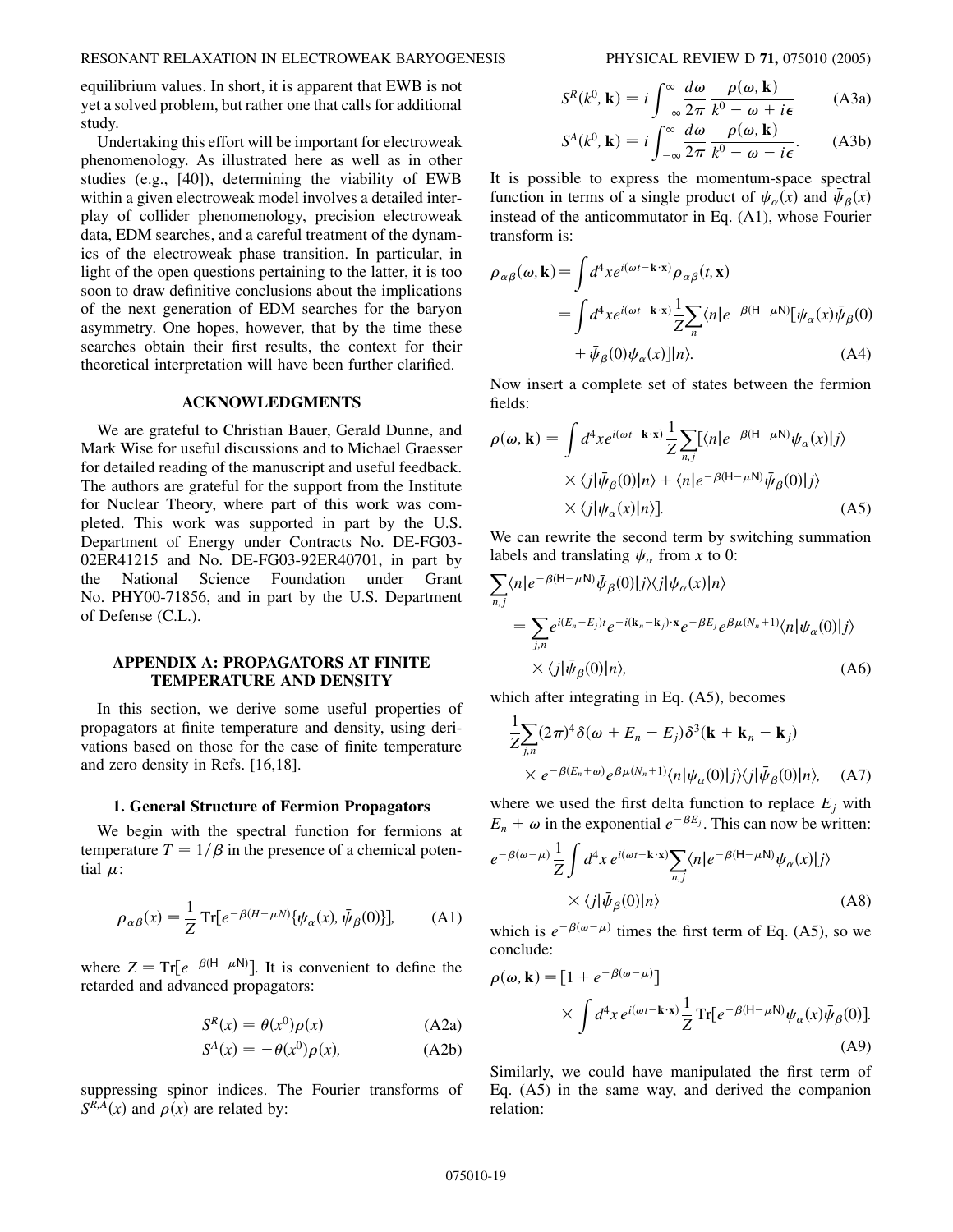equilibrium values. In short, it is apparent that EWB is not yet a solved problem, but rather one that calls for additional study.

Undertaking this effort will be important for electroweak phenomenology. As illustrated here as well as in other studies (e.g., [40]), determining the viability of EWB within a given electroweak model involves a detailed interplay of collider phenomenology, precision electroweak data, EDM searches, and a careful treatment of the dynamics of the electroweak phase transition. In particular, in light of the open questions pertaining to the latter, it is too soon to draw definitive conclusions about the implications of the next generation of EDM searches for the baryon asymmetry. One hopes, however, that by the time these searches obtain their first results, the context for their theoretical interpretation will have been further clarified.

## ACKNOWLEDGMENTS

We are grateful to Christian Bauer, Gerald Dunne, and Mark Wise for useful discussions and to Michael Graesser for detailed reading of the manuscript and useful feedback. The authors are grateful for the support from the Institute for Nuclear Theory, where part of this work was completed. This work was supported in part by the U.S. Department of Energy under Contracts No. DE-FG03-02ER41215 and No. DE-FG03-92ER40701, in part by the National Science Foundation under Grant No. PHY00-71856, and in part by the U.S. Department of Defense (C.L.).

## APPENDIX A: PROPAGATORS AT FINITE TEMPERATURE AND DENSITY

In this section, we derive some useful properties of propagators at finite temperature and density, using derivations based on those for the case of finite temperature and zero density in Refs. [16,18].

### 1. General Structure of Fermion Propagators

We begin with the spectral function for fermions at temperature $T = 1/\beta$ in the presence of a chemical potential $\mu$:

$$\rho_{\alpha\beta}(x) = \frac{1}{Z}\,\mathrm{Tr}[e^{-\beta(H-\mu N)}\{\psi_\alpha(x), \bar{\psi}_\beta(0)\}], \qquad \text{(A1)}$$

where $Z = \mathrm{Tr}[e^{-\beta(\mathsf{H}-\mu\mathsf{N})}]$. It is convenient to define the retarded and advanced propagators:

$$S^R(x) = \theta(x^0)\rho(x) \qquad \text{(A2a)}$$

$$S^A(x) = -\theta(x^0)\rho(x), \qquad \text{(A2b)}$$

suppressing spinor indices. The Fourier transforms of $S^{R,A}(x)$ and $\rho(x)$ are related by:

$$S^R(k^0, \mathbf{k}) = i\int_{-\infty}^{\infty}\frac{d\omega}{2\pi}\,\frac{\rho(\omega, \mathbf{k})}{k^0 - \omega + i\epsilon} \qquad \text{(A3a)}$$

$$S^A(k^0, \mathbf{k}) = i\int_{-\infty}^{\infty}\frac{d\omega}{2\pi}\,\frac{\rho(\omega, \mathbf{k})}{k^0 - \omega - i\epsilon}. \qquad \text{(A3b)}$$

It is possible to express the momentum-space spectral function in terms of a single product of $\psi_\alpha(x)$ and $\bar{\psi}_\beta(x)$ instead of the anticommutator in Eq. (A1), whose Fourier transform is:

$$\begin{aligned}\rho_{\alpha\beta}(\omega, \mathbf{k}) &= \int d^4x e^{i(\omega t - \mathbf{k}\cdot\mathbf{x})}\rho_{\alpha\beta}(t, \mathbf{x}) \\ &= \int d^4x e^{i(\omega t - \mathbf{k}\cdot\mathbf{x})}\frac{1}{Z}\sum_n \langle n|e^{-\beta(\mathsf{H}-\mu\mathsf{N})}[\psi_\alpha(x)\bar{\psi}_\beta(0) \\ &\quad + \bar{\psi}_\beta(0)\psi_\alpha(x)]|n\rangle. \end{aligned} \qquad \text{(A4)}$$

Now insert a complete set of states between the fermion fields:

$$\begin{aligned}\rho(\omega, \mathbf{k}) = \int d^4x e^{i(\omega t - \mathbf{k}\cdot\mathbf{x})}\frac{1}{Z}\sum_{n,j}[&\langle n|e^{-\beta(\mathsf{H}-\mu\mathsf{N})}\psi_\alpha(x)|j\rangle \\ &\times \langle j|\bar{\psi}_\beta(0)|n\rangle + \langle n|e^{-\beta(\mathsf{H}-\mu\mathsf{N})}\bar{\psi}_\beta(0)|j\rangle \\ &\times \langle j|\psi_\alpha(x)|n\rangle]. \end{aligned} \qquad \text{(A5)}$$

We can rewrite the second term by switching summation labels and translating $\psi_\alpha$ from $x$ to 0:

$$\begin{aligned}&\sum_{n,j}\langle n|e^{-\beta(\mathsf{H}-\mu\mathsf{N})}\bar{\psi}_\beta(0)|j\rangle\langle j|\psi_\alpha(x)|n\rangle \\ &\quad = \sum_{j,n} e^{i(E_n - E_j)t}e^{-i(\mathbf{k}_n - \mathbf{k}_j)\cdot\mathbf{x}}e^{-\beta E_j}e^{\beta\mu(N_n+1)}\langle n|\psi_\alpha(0)|j\rangle \\ &\qquad \times \langle j|\bar{\psi}_\beta(0)|n\rangle, \end{aligned} \qquad \text{(A6)}$$

which after integrating in Eq. (A5), becomes

$$\begin{aligned}&\frac{1}{Z}\sum_{j,n}(2\pi)^4\delta(\omega + E_n - E_j)\delta^3(\mathbf{k} + \mathbf{k}_n - \mathbf{k}_j) \\ &\quad \times e^{-\beta(E_n+\omega)}e^{\beta\mu(N_n+1)}\langle n|\psi_\alpha(0)|j\rangle\langle j|\bar{\psi}_\beta(0)|n\rangle, \end{aligned} \qquad \text{(A7)}$$

where we used the first delta function to replace $E_j$ with $E_n + \omega$ in the exponential $e^{-\beta E_j}$. This can now be written:

$$\begin{aligned}e^{-\beta(\omega-\mu)}\frac{1}{Z}\int d^4x\, e^{i(\omega t - \mathbf{k}\cdot\mathbf{x})}\sum_{n,j}&\langle n|e^{-\beta(\mathsf{H}-\mu\mathsf{N})}\psi_\alpha(x)|j\rangle \\ &\times \langle j|\bar{\psi}_\beta(0)|n\rangle \end{aligned} \qquad \text{(A8)}$$

which is $e^{-\beta(\omega-\mu)}$ times the first term of Eq. (A5), so we conclude:

$$\begin{aligned}\rho(\omega, \mathbf{k}) &= [1 + e^{-\beta(\omega-\mu)}] \\ &\quad \times \int d^4x\, e^{i(\omega t - \mathbf{k}\cdot\mathbf{x})}\frac{1}{Z}\mathrm{Tr}[e^{-\beta(\mathsf{H}-\mu\mathsf{N})}\psi_\alpha(x)\bar{\psi}_\beta(0)]. \end{aligned} \qquad \text{(A9)}$$

Similarly, we could have manipulated the first term of Eq. (A5) in the same way, and derived the companion relation: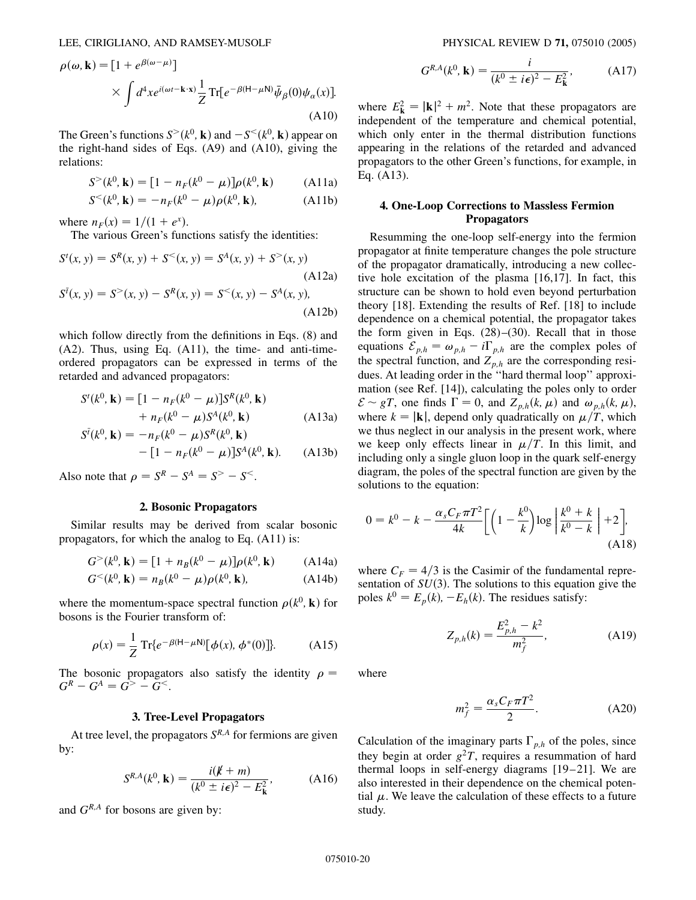$$\rho(\omega, \mathbf{k}) = [1 + e^{\beta(\omega - \mu)}] \times \int d^4x e^{i(\omega t - \mathbf{k}\cdot\mathbf{x})} \frac{1}{Z} \mathrm{Tr}[e^{-\beta(\mathsf{H} - \mu \mathsf{N})} \bar{\psi}_\beta(0) \psi_\alpha(x)]. \tag{A10}$$

The Green's functions $S^>(k^0, \mathbf{k})$ and $-S^<(k^0, \mathbf{k})$ appear on the right-hand sides of Eqs. (A9) and (A10), giving the relations:

$$S^>(k^0, \mathbf{k}) = [1 - n_F(k^0 - \mu)]\rho(k^0, \mathbf{k}) \tag{A11a}$$

$$S^<(k^0, \mathbf{k}) = -n_F(k^0 - \mu)\rho(k^0, \mathbf{k}), \tag{A11b}$$

where $n_F(x) = 1/(1 + e^x)$.

The various Green's functions satisfy the identities:

$$S^t(x, y) = S^R(x, y) + S^<(x, y) = S^A(x, y) + S^>(x, y) \tag{A12a}$$

$$S^{\bar{t}}(x, y) = S^>(x, y) - S^R(x, y) = S^<(x, y) - S^A(x, y), \tag{A12b}$$

which follow directly from the definitions in Eqs. (8) and (A2). Thus, using Eq. (A11), the time- and anti-time-ordered propagators can be expressed in terms of the retarded and advanced propagators:

$$S^t(k^0, \mathbf{k}) = [1 - n_F(k^0 - \mu)]S^R(k^0, \mathbf{k}) + n_F(k^0 - \mu)S^A(k^0, \mathbf{k}) \tag{A13a}$$

$$S^{\bar{t}}(k^0, \mathbf{k}) = -n_F(k^0 - \mu)S^R(k^0, \mathbf{k}) - [1 - n_F(k^0 - \mu)]S^A(k^0, \mathbf{k}). \tag{A13b}$$

Also note that $\rho = S^R - S^A = S^> - S^<$.

### 2. Bosonic Propagators

Similar results may be derived from scalar bosonic propagators, for which the analog to Eq. (A11) is:

$$G^>(k^0, \mathbf{k}) = [1 + n_B(k^0 - \mu)]\rho(k^0, \mathbf{k}) \tag{A14a}$$

$$G^<(k^0, \mathbf{k}) = n_B(k^0 - \mu)\rho(k^0, \mathbf{k}), \tag{A14b}$$

where the momentum-space spectral function $\rho(k^0, \mathbf{k})$ for bosons is the Fourier transform of:

$$\rho(x) = \frac{1}{Z} \mathrm{Tr}\{e^{-\beta(\mathsf{H} - \mu \mathsf{N})}[\phi(x), \phi^*(0)]\}. \tag{A15}$$

The bosonic propagators also satisfy the identity $\rho = G^R - G^A = G^> - G^<$.

### 3. Tree-Level Propagators

At tree level, the propagators $S^{R,A}$ for fermions are given by:

$$S^{R,A}(k^0, \mathbf{k}) = \frac{i(\not{k} + m)}{(k^0 \pm i\epsilon)^2 - E_{\mathbf{k}}^2}, \tag{A16}$$

and $G^{R,A}$ for bosons are given by:

$$G^{R,A}(k^0, \mathbf{k}) = \frac{i}{(k^0 \pm i\epsilon)^2 - E_{\mathbf{k}}^2}, \tag{A17}$$

where $E_{\mathbf{k}}^2 = |\mathbf{k}|^2 + m^2$. Note that these propagators are independent of the temperature and chemical potential, which only enter in the thermal distribution functions appearing in the relations of the retarded and advanced propagators to the other Green's functions, for example, in Eq. (A13).

### 4. One-Loop Corrections to Massless Fermion Propagators

Resumming the one-loop self-energy into the fermion propagator at finite temperature changes the pole structure of the propagator dramatically, introducing a new collective hole excitation of the plasma [16,17]. In fact, this structure can be shown to hold even beyond perturbation theory [18]. Extending the results of Ref. [18] to include dependence on a chemical potential, the propagator takes the form given in Eqs. (28)–(30). Recall that in those equations $\mathcal{E}_{p,h} = \omega_{p,h} - i\Gamma_{p,h}$ are the complex poles of the spectral function, and $Z_{p,h}$ are the corresponding residues. At leading order in the "hard thermal loop" approximation (see Ref. [14]), calculating the poles only to order $\mathcal{E} \sim gT$, one finds $\Gamma = 0$, and $Z_{p,h}(k, \mu)$ and $\omega_{p,h}(k, \mu)$, where $k = |\mathbf{k}|$, depend only quadratically on $\mu/T$, which we thus neglect in our analysis in the present work, where we keep only effects linear in $\mu/T$. In this limit, and including only a single gluon loop in the quark self-energy diagram, the poles of the spectral function are given by the solutions to the equation:

$$0 = k^0 - k - \frac{\alpha_s C_F \pi T^2}{4k}\left[\left(1 - \frac{k^0}{k}\right)\log\left|\frac{k^0 + k}{k^0 - k}\right| + 2\right], \tag{A18}$$

where $C_F = 4/3$ is the Casimir of the fundamental representation of $SU(3)$. The solutions to this equation give the poles $k^0 = E_p(k), -E_h(k)$. The residues satisfy:

$$Z_{p,h}(k) = \frac{E_{p,h}^2 - k^2}{m_f^2}, \tag{A19}$$

where

$$m_f^2 = \frac{\alpha_s C_F \pi T^2}{2}. \tag{A20}$$

Calculation of the imaginary parts $\Gamma_{p,h}$ of the poles, since they begin at order $g^2T$, requires a resummation of hard thermal loops in self-energy diagrams [19–21]. We are also interested in their dependence on the chemical potential $\mu$. We leave the calculation of these effects to a future study.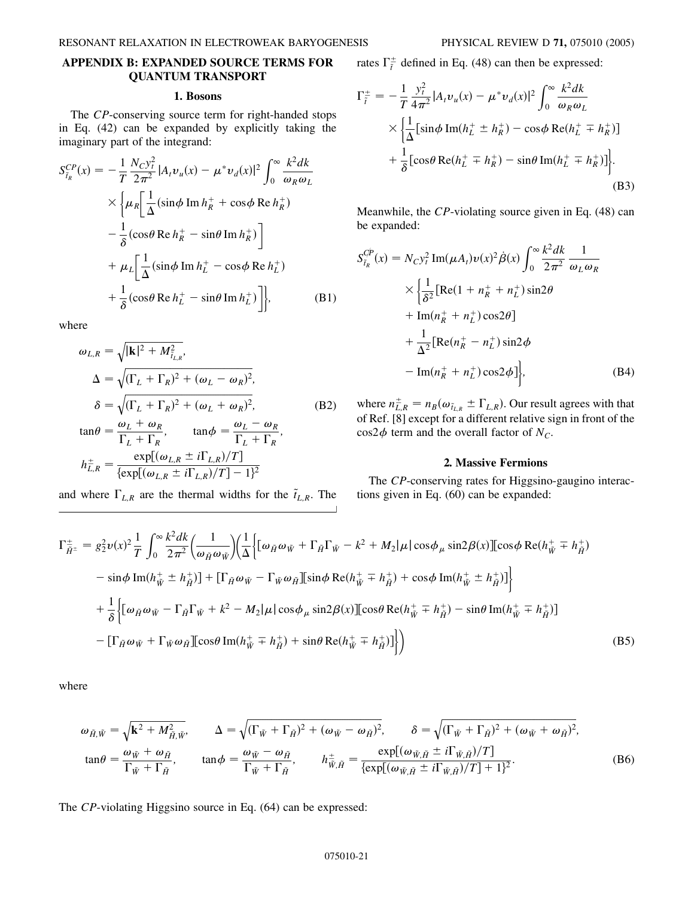## APPENDIX B: EXPANDED SOURCE TERMS FOR QUANTUM TRANSPORT

### 1. Bosons

The *CP*-conserving source term for right-handed stops in Eq. (42) can be expanded by explicitly taking the imaginary part of the integrand:

$$
\begin{aligned}
S_{\tilde{t}_R}^{CP}(x) = &-\frac{1}{T}\frac{N_C y_t^2}{2\pi^2}|A_t v_u(x) - \mu^* v_d(x)|^2 \int_0^\infty \frac{k^2 dk}{\omega_R \omega_L} \\
&\times \bigg\{ \mu_R \bigg[ \frac{1}{\Delta}(\sin\phi \,\mathrm{Im}\, h_R^+ + \cos\phi \,\mathrm{Re}\, h_R^+) \\
&- \frac{1}{\delta}(\cos\theta \,\mathrm{Re}\, h_R^+ - \sin\theta \,\mathrm{Im}\, h_R^+) \bigg] \\
&+ \mu_L \bigg[ \frac{1}{\Delta}(\sin\phi \,\mathrm{Im}\, h_L^+ - \cos\phi \,\mathrm{Re}\, h_L^+) \\
&+ \frac{1}{\delta}(\cos\theta \,\mathrm{Re}\, h_L^+ - \sin\theta \,\mathrm{Im}\, h_L^+) \bigg] \bigg\}, \qquad \text{(B1)}
\end{aligned}
$$

where

$$
\begin{aligned}
\omega_{L,R} &= \sqrt{|\mathbf{k}|^2 + M_{\tilde{t}_{L,R}}^2}, \\
\Delta &= \sqrt{(\Gamma_L + \Gamma_R)^2 + (\omega_L - \omega_R)^2}, \\
\delta &= \sqrt{(\Gamma_L + \Gamma_R)^2 + (\omega_L + \omega_R)^2}, \qquad \text{(B2)} \\
\tan\theta &= \frac{\omega_L + \omega_R}{\Gamma_L + \Gamma_R}, \qquad \tan\phi = \frac{\omega_L - \omega_R}{\Gamma_L + \Gamma_R}, \\
h_{L,R}^{\pm} &= \frac{\exp[(\omega_{L,R} \pm i\Gamma_{L,R})/T]}{\{\exp[(\omega_{L,R} \pm i\Gamma_{L,R})/T] - 1\}^2}
\end{aligned}
$$

and where $\Gamma_{L,R}$ are the thermal widths for the $\tilde{t}_{L,R}$. The rates $\Gamma_{\tilde{t}}^{\pm}$ defined in Eq. (48) can then be expressed:

$$
\begin{aligned}
\Gamma_{\tilde{t}}^{\pm} = &-\frac{1}{T}\frac{y_t^2}{4\pi^2}|A_t v_u(x) - \mu^* v_d(x)|^2 \int_0^\infty \frac{k^2 dk}{\omega_R \omega_L} \\
&\times \bigg\{ \frac{1}{\Delta}[\sin\phi \,\mathrm{Im}(h_L^+ \pm h_R^+) - \cos\phi \,\mathrm{Re}(h_L^+ \mp h_R^+)] \\
&+ \frac{1}{\delta}[\cos\phi \,\mathrm{Re}(h_L^+ \mp h_R^+) - \sin\theta \,\mathrm{Im}(h_L^+ \mp h_R^+)] \bigg\}. \qquad \text{(B3)}
\end{aligned}
$$

Meanwhile, the *CP*-violating source given in Eq. (48) can be expanded:

$$
\begin{aligned}
S_{\tilde{t}_R}^{\not{CP}}(x) = &\, N_C y_t^2 \,\mathrm{Im}(\mu A_t) v(x)^2 \dot{\beta}(x) \int_0^\infty \frac{k^2 dk}{2\pi^2} \frac{1}{\omega_L \omega_R} \\
&\times \bigg\{ \frac{1}{\delta^2}[\mathrm{Re}(1 + n_R^+ + n_L^+)\sin 2\theta \\
&+ \mathrm{Im}(n_R^+ + n_L^+)\cos 2\theta] \\
&+ \frac{1}{\Delta^2}[\mathrm{Re}(n_R^+ - n_L^+)\sin 2\phi \\
&- \mathrm{Im}(n_R^+ + n_L^+)\cos 2\phi] \bigg\}, \qquad \text{(B4)}
\end{aligned}
$$

where $n_{L,R}^{\pm} = n_B(\omega_{\tilde{t}_{L,R}} \pm \Gamma_{L,R})$. Our result agrees with that of Ref. [8] except for a different relative sign in front of the $\cos 2\phi$ term and the overall factor of $N_C$.

### 2. Massive Fermions

The *CP*-conserving rates for Higgsino-gaugino interactions given in Eq. (60) can be expanded:

$$
\begin{aligned}
\Gamma_{\tilde{H}^{\pm}}^{\pm} = &\, g_2^2 v(x)^2 \frac{1}{T}\int_0^\infty \frac{k^2 dk}{2\pi^2}\left(\frac{1}{\omega_{\tilde{H}}\omega_{\tilde{W}}}\right)\bigg(\frac{1}{\Delta}\Big\{[\omega_{\tilde{H}}\omega_{\tilde{W}} + \Gamma_{\tilde{H}}\Gamma_{\tilde{W}} - k^2 + M_2|\mu|\cos\phi_\mu \sin 2\beta(x)][\cos\phi \,\mathrm{Re}(h_{\tilde{W}}^+ \mp h_{\tilde{H}}^+) \\
&- \sin\phi \,\mathrm{Im}(h_{\tilde{W}}^+ \pm h_{\tilde{H}}^+)] + [\Gamma_{\tilde{H}}\omega_{\tilde{W}} - \Gamma_{\tilde{W}}\omega_{\tilde{H}}][\sin\phi \,\mathrm{Re}(h_{\tilde{W}}^+ \mp h_{\tilde{H}}^+) + \cos\phi \,\mathrm{Im}(h_{\tilde{W}}^+ \pm h_{\tilde{H}}^+)]\Big\} \\
&+ \frac{1}{\delta}\Big\{[\omega_{\tilde{H}}\omega_{\tilde{W}} - \Gamma_{\tilde{H}}\Gamma_{\tilde{W}} + k^2 - M_2|\mu|\cos\phi_\mu \sin 2\beta(x)][\cos\theta \,\mathrm{Re}(h_{\tilde{W}}^+ \mp h_{\tilde{H}}^+) - \sin\theta \,\mathrm{Im}(h_{\tilde{W}}^+ \mp h_{\tilde{H}}^+)] \\
&- [\Gamma_{\tilde{H}}\omega_{\tilde{W}} + \Gamma_{\tilde{W}}\omega_{\tilde{H}}][\cos\theta \,\mathrm{Im}(h_{\tilde{W}}^+ \mp h_{\tilde{H}}^+) + \sin\theta \,\mathrm{Re}(h_{\tilde{W}}^+ \mp h_{\tilde{H}}^+)]\Big\}\bigg) \qquad \text{(B5)}
\end{aligned}
$$

where

$$
\begin{aligned}
&\omega_{\tilde{H},\tilde{W}} = \sqrt{\mathbf{k}^2 + M_{\tilde{H},\tilde{W}}^2}, \qquad \Delta = \sqrt{(\Gamma_{\tilde{W}} + \Gamma_{\tilde{H}})^2 + (\omega_{\tilde{W}} - \omega_{\tilde{H}})^2}, \qquad \delta = \sqrt{(\Gamma_{\tilde{W}} + \Gamma_{\tilde{H}})^2 + (\omega_{\tilde{W}} + \omega_{\tilde{H}})^2}, \\
&\tan\theta = \frac{\omega_{\tilde{W}} + \omega_{\tilde{H}}}{\Gamma_{\tilde{W}} + \Gamma_{\tilde{H}}}, \qquad \tan\phi = \frac{\omega_{\tilde{W}} - \omega_{\tilde{H}}}{\Gamma_{\tilde{W}} + \Gamma_{\tilde{H}}}, \qquad h_{\tilde{W},\tilde{H}}^{\pm} = \frac{\exp[(\omega_{\tilde{W},\tilde{H}} \pm i\Gamma_{\tilde{W},\tilde{H}})/T]}{\{\exp[(\omega_{\tilde{W},\tilde{H}} \pm i\Gamma_{\tilde{W},\tilde{H}})/T] + 1\}^2}.
\end{aligned} \qquad \text{(B6)}
$$

The *CP*-violating Higgsino source in Eq. (64) can be expressed: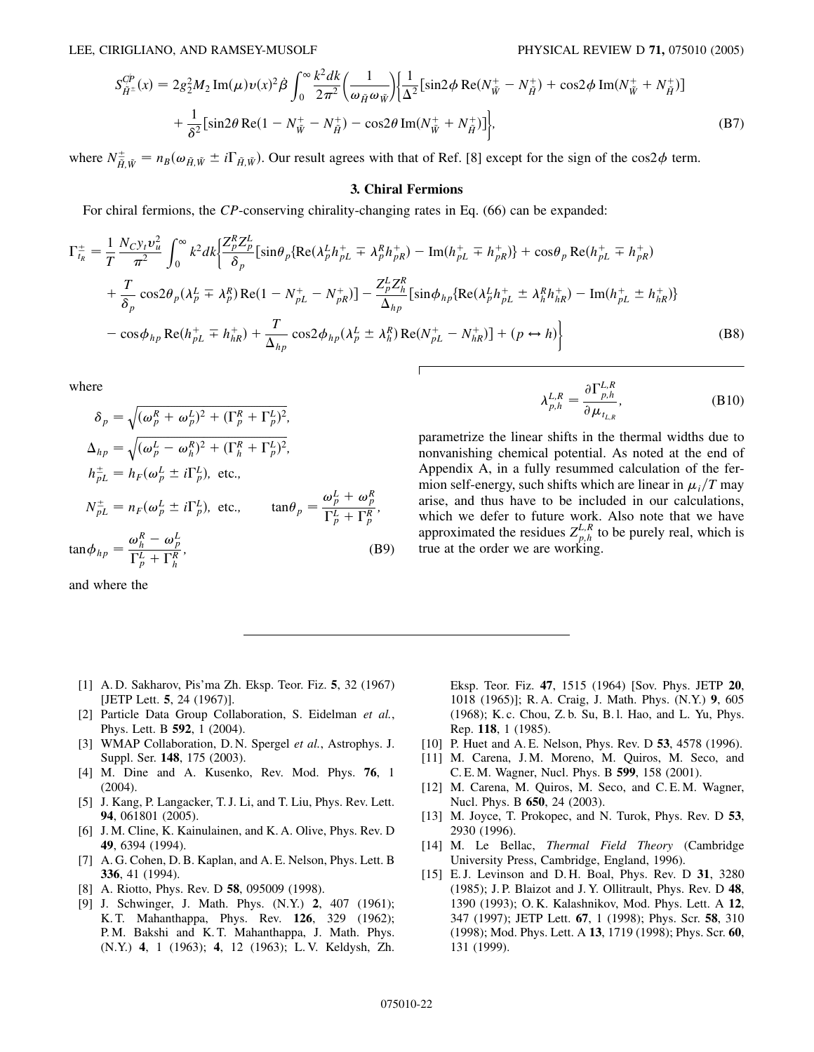$$S_{\tilde{H}^{\pm}}^{CP}(x) = 2g_2^2 M_2 \,\mathrm{Im}(\mu) v(x)^2 \dot{\beta} \int_0^\infty \frac{k^2 dk}{2\pi^2} \left(\frac{1}{\omega_{\tilde{H}} \omega_{\tilde{W}}}\right) \bigg\{ \frac{1}{\Delta^2} [\sin 2\phi \,\mathrm{Re}(N_{\tilde{W}}^+ - N_{\tilde{H}}^+) + \cos 2\phi \,\mathrm{Im}(N_{\tilde{W}}^+ + N_{\tilde{H}}^+)]$$
$$+ \frac{1}{\delta^2} [\sin 2\theta \,\mathrm{Re}(1 - N_{\tilde{W}}^+ - N_{\tilde{H}}^+) - \cos 2\theta \,\mathrm{Im}(N_{\tilde{W}}^+ + N_{\tilde{H}}^+)] \bigg\}, \tag{B7}$$

where $N_{\tilde{H},\tilde{W}}^{\pm} = n_B(\omega_{\tilde{H},\tilde{W}} \pm i\Gamma_{\tilde{H},\tilde{W}})$. Our result agrees with that of Ref. [8] except for the sign of the $\cos 2\phi$ term.

### 3. Chiral Fermions

For chiral fermions, the *CP*-conserving chirality-changing rates in Eq. (66) can be expanded:

$$\Gamma_{t_R}^{\pm} = \frac{1}{T} \frac{N_C y_t v_u^2}{\pi^2} \int_0^\infty k^2 dk \bigg\{ \frac{Z_p^R Z_p^L}{\delta_p} [\sin\theta_p \{\mathrm{Re}(\lambda_p^L h_{pL}^+ \mp \lambda_p^R h_{pR}^+) - \mathrm{Im}(h_{pL}^+ \mp h_{pR}^+)\} + \cos\theta_p \,\mathrm{Re}(h_{pL}^+ \mp h_{pR}^+)$$
$$+ \frac{T}{\delta_p} \cos 2\theta_p (\lambda_p^L \mp \lambda_p^R) \mathrm{Re}(1 - N_{pL}^+ - N_{pR}^+)] - \frac{Z_p^L Z_h^R}{\Delta_{hp}} [\sin\phi_{hp} \{\mathrm{Re}(\lambda_p^L h_{pL}^+ \pm \lambda_h^R h_{hR}^+) - \mathrm{Im}(h_{pL}^+ \pm h_{hR}^+)\}$$
$$- \cos\phi_{hp} \,\mathrm{Re}(h_{pL}^+ \mp h_{hR}^+) + \frac{T}{\Delta_{hp}} \cos 2\phi_{hp} (\lambda_p^L \pm \lambda_h^R) \mathrm{Re}(N_{pL}^+ - N_{hR}^+)] + (p \leftrightarrow h) \bigg\} \tag{B8}$$

where

$$\delta_p = \sqrt{(\omega_p^R + \omega_p^L)^2 + (\Gamma_p^R + \Gamma_p^L)^2},$$
$$\Delta_{hp} = \sqrt{(\omega_p^L - \omega_h^R)^2 + (\Gamma_h^R + \Gamma_p^L)^2},$$
$$h_{pL}^{\pm} = h_F(\omega_p^L \pm i\Gamma_p^L), \text{ etc.},$$
$$N_{pL}^{\pm} = n_F(\omega_p^L \pm i\Gamma_p^L), \text{ etc.}, \qquad \tan\theta_p = \frac{\omega_p^L + \omega_p^R}{\Gamma_p^L + \Gamma_p^R},$$
$$\tan\phi_{hp} = \frac{\omega_h^R - \omega_p^L}{\Gamma_p^L + \Gamma_h^R}, \tag{B9}$$

and where the

$$\lambda_{p,h}^{L,R} = \frac{\partial \Gamma_{p,h}^{L,R}}{\partial \mu_{t_{L,R}}}, \tag{B10}$$

parametrize the linear shifts in the thermal widths due to nonvanishing chemical potential. As noted at the end of Appendix A, in a fully resummed calculation of the fermion self-energy, such shifts which are linear in $\mu_i/T$ may arise, and thus have to be included in our calculations, which we defer to future work. Also note that we have approximated the residues $Z_{p,h}^{L,R}$ to be purely real, which is true at the order we are working.

---

[1] A. D. Sakharov, Pis'ma Zh. Eksp. Teor. Fiz. **5**, 32 (1967) [JETP Lett. **5**, 24 (1967)].

[2] Particle Data Group Collaboration, S. Eidelman *et al.*, Phys. Lett. B **592**, 1 (2004).

[3] WMAP Collaboration, D. N. Spergel *et al.*, Astrophys. J. Suppl. Ser. **148**, 175 (2003).

[4] M. Dine and A. Kusenko, Rev. Mod. Phys. **76**, 1 (2004).

[5] J. Kang, P. Langacker, T. J. Li, and T. Liu, Phys. Rev. Lett. **94**, 061801 (2005).

[6] J. M. Cline, K. Kainulainen, and K. A. Olive, Phys. Rev. D **49**, 6394 (1994).

[7] A. G. Cohen, D. B. Kaplan, and A. E. Nelson, Phys. Lett. B **336**, 41 (1994).

[8] A. Riotto, Phys. Rev. D **58**, 095009 (1998).

[9] J. Schwinger, J. Math. Phys. (N.Y.) **2**, 407 (1961); K. T. Mahanthappa, Phys. Rev. **126**, 329 (1962); P. M. Bakshi and K. T. Mahanthappa, J. Math. Phys. (N.Y.) **4**, 1 (1963); **4**, 12 (1963); L. V. Keldysh, Zh. Eksp. Teor. Fiz. **47**, 1515 (1964) [Sov. Phys. JETP **20**, 1018 (1965)]; R. A. Craig, J. Math. Phys. (N.Y.) **9**, 605 (1968); K. c. Chou, Z. b. Su, B. l. Hao, and L. Yu, Phys. Rep. **118**, 1 (1985).

[10] P. Huet and A. E. Nelson, Phys. Rev. D **53**, 4578 (1996).

[11] M. Carena, J. M. Moreno, M. Quiros, M. Seco, and C. E. M. Wagner, Nucl. Phys. B **599**, 158 (2001).

[12] M. Carena, M. Quiros, M. Seco, and C. E. M. Wagner, Nucl. Phys. B **650**, 24 (2003).

[13] M. Joyce, T. Prokopec, and N. Turok, Phys. Rev. D **53**, 2930 (1996).

[14] M. Le Bellac, *Thermal Field Theory* (Cambridge University Press, Cambridge, England, 1996).

[15] E. J. Levinson and D. H. Boal, Phys. Rev. D **31**, 3280 (1985); J. P. Blaizot and J. Y. Ollitrault, Phys. Rev. D **48**, 1390 (1993); O. K. Kalashnikov, Mod. Phys. Lett. A **12**, 347 (1997); JETP Lett. **67**, 1 (1998); Phys. Scr. **58**, 310 (1998); Mod. Phys. Lett. A **13**, 1719 (1998); Phys. Scr. **60**, 131 (1999).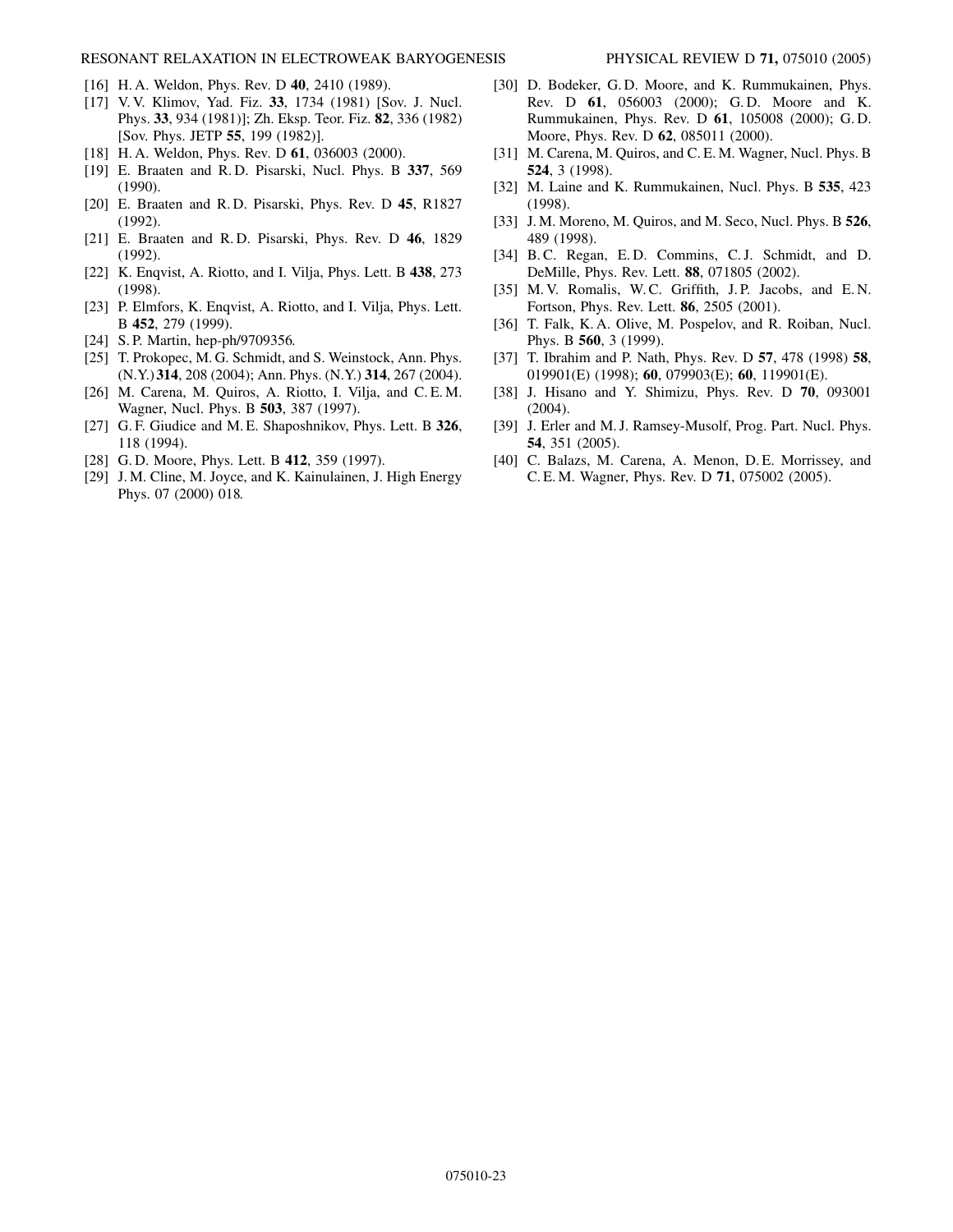[16] H. A. Weldon, Phys. Rev. D **40**, 2410 (1989).

[17] V. V. Klimov, Yad. Fiz. **33**, 1734 (1981) [Sov. J. Nucl. Phys. **33**, 934 (1981)]; Zh. Eksp. Teor. Fiz. **82**, 336 (1982) [Sov. Phys. JETP **55**, 199 (1982)].

[18] H. A. Weldon, Phys. Rev. D **61**, 036003 (2000).

[19] E. Braaten and R. D. Pisarski, Nucl. Phys. B **337**, 569 (1990).

[20] E. Braaten and R. D. Pisarski, Phys. Rev. D **45**, R1827 (1992).

[21] E. Braaten and R. D. Pisarski, Phys. Rev. D **46**, 1829 (1992).

[22] K. Enqvist, A. Riotto, and I. Vilja, Phys. Lett. B **438**, 273 (1998).

[23] P. Elmfors, K. Enqvist, A. Riotto, and I. Vilja, Phys. Lett. B **452**, 279 (1999).

[24] S. P. Martin, hep-ph/9709356.

[25] T. Prokopec, M. G. Schmidt, and S. Weinstock, Ann. Phys. (N.Y.) **314**, 208 (2004); Ann. Phys. (N.Y.) **314**, 267 (2004).

[26] M. Carena, M. Quiros, A. Riotto, I. Vilja, and C. E. M. Wagner, Nucl. Phys. B **503**, 387 (1997).

[27] G. F. Giudice and M. E. Shaposhnikov, Phys. Lett. B **326**, 118 (1994).

[28] G. D. Moore, Phys. Lett. B **412**, 359 (1997).

[29] J. M. Cline, M. Joyce, and K. Kainulainen, J. High Energy Phys. 07 (2000) 018.

[30] D. Bodeker, G. D. Moore, and K. Rummukainen, Phys. Rev. D **61**, 056003 (2000); G. D. Moore and K. Rummukainen, Phys. Rev. D **61**, 105008 (2000); G. D. Moore, Phys. Rev. D **62**, 085011 (2000).

[31] M. Carena, M. Quiros, and C. E. M. Wagner, Nucl. Phys. B **524**, 3 (1998).

[32] M. Laine and K. Rummukainen, Nucl. Phys. B **535**, 423 (1998).

[33] J. M. Moreno, M. Quiros, and M. Seco, Nucl. Phys. B **526**, 489 (1998).

[34] B. C. Regan, E. D. Commins, C. J. Schmidt, and D. DeMille, Phys. Rev. Lett. **88**, 071805 (2002).

[35] M. V. Romalis, W. C. Griffith, J. P. Jacobs, and E. N. Fortson, Phys. Rev. Lett. **86**, 2505 (2001).

[36] T. Falk, K. A. Olive, M. Pospelov, and R. Roiban, Nucl. Phys. B **560**, 3 (1999).

[37] T. Ibrahim and P. Nath, Phys. Rev. D **57**, 478 (1998) **58**, 019901(E) (1998); **60**, 079903(E); **60**, 119901(E).

[38] J. Hisano and Y. Shimizu, Phys. Rev. D **70**, 093001 (2004).

[39] J. Erler and M. J. Ramsey-Musolf, Prog. Part. Nucl. Phys. **54**, 351 (2005).

[40] C. Balazs, M. Carena, A. Menon, D. E. Morrissey, and C. E. M. Wagner, Phys. Rev. D **71**, 075002 (2005).